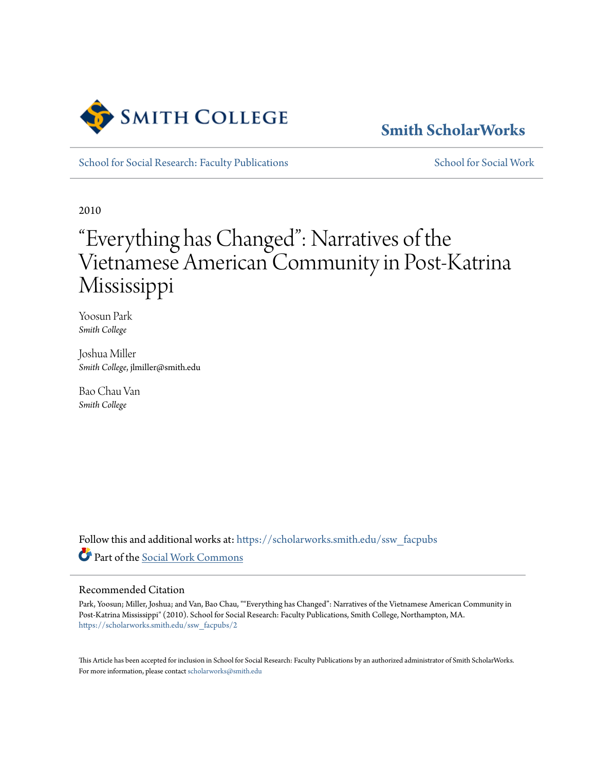Smith College

Smith ScholarWorks

School for Social Research: Faculty Publications | School for Social Work

2010

# "Everything has Changed": Narratives of the Vietnamese American Community in Post-Katrina Mississippi

Yoosun Park
*Smith College*

Joshua Miller
*Smith College*, jlmiller@smith.edu

Bao Chau Van
*Smith College*

Follow this and additional works at: https://scholarworks.smith.edu/ssw_facpubs

Part of the Social Work Commons

## Recommended Citation

Park, Yoosun; Miller, Joshua; and Van, Bao Chau, ""Everything has Changed": Narratives of the Vietnamese American Community in Post-Katrina Mississippi" (2010). School for Social Research: Faculty Publications, Smith College, Northampton, MA.
https://scholarworks.smith.edu/ssw_facpubs/2

This Article has been accepted for inclusion in School for Social Research: Faculty Publications by an authorized administrator of Smith ScholarWorks. For more information, please contact scholarworks@smith.edu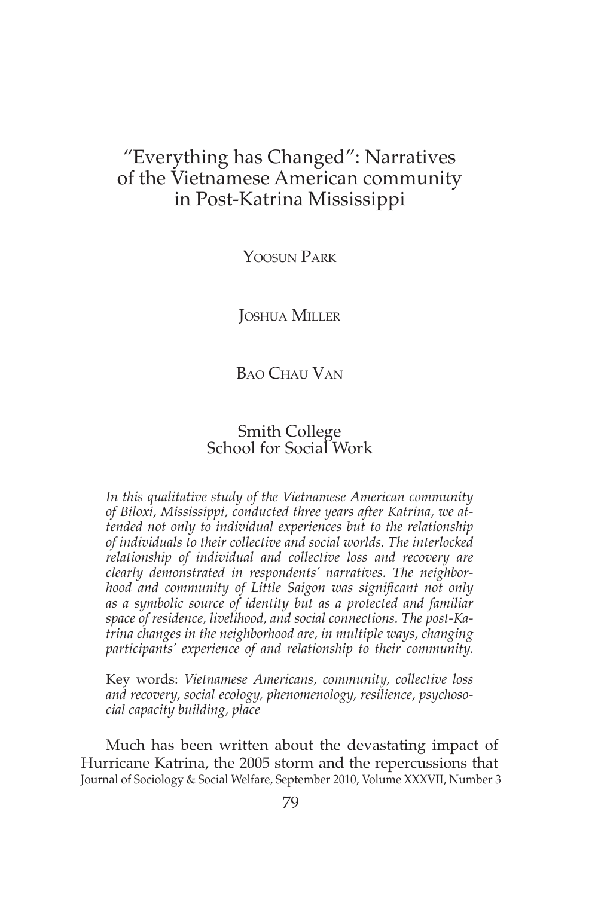# "Everything has Changed": Narratives of the Vietnamese American community in Post-Katrina Mississippi

Yoosun Park

Joshua Miller

Bao Chau Van

Smith College
School for Social Work

*In this qualitative study of the Vietnamese American community of Biloxi, Mississippi, conducted three years after Katrina, we attended not only to individual experiences but to the relationship of individuals to their collective and social worlds. The interlocked relationship of individual and collective loss and recovery are clearly demonstrated in respondents' narratives. The neighborhood and community of Little Saigon was significant not only as a symbolic source of identity but as a protected and familiar space of residence, livelihood, and social connections. The post-Katrina changes in the neighborhood are, in multiple ways, changing participants' experience of and relationship to their community.*

Key words: *Vietnamese Americans, community, collective loss and recovery, social ecology, phenomenology, resilience, psychosocial capacity building, place*

Much has been written about the devastating impact of Hurricane Katrina, the 2005 storm and the repercussions that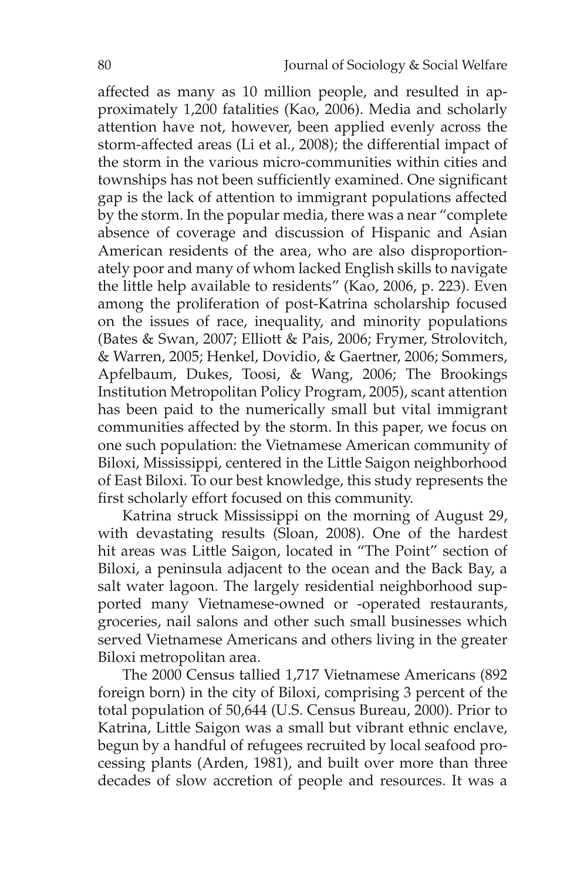affected as many as 10 million people, and resulted in approximately 1,200 fatalities (Kao, 2006). Media and scholarly attention have not, however, been applied evenly across the storm-affected areas (Li et al., 2008); the differential impact of the storm in the various micro-communities within cities and townships has not been sufficiently examined. One significant gap is the lack of attention to immigrant populations affected by the storm. In the popular media, there was a near "complete absence of coverage and discussion of Hispanic and Asian American residents of the area, who are also disproportionately poor and many of whom lacked English skills to navigate the little help available to residents" (Kao, 2006, p. 223). Even among the proliferation of post-Katrina scholarship focused on the issues of race, inequality, and minority populations (Bates & Swan, 2007; Elliott & Pais, 2006; Frymer, Strolovitch, & Warren, 2005; Henkel, Dovidio, & Gaertner, 2006; Sommers, Apfelbaum, Dukes, Toosi, & Wang, 2006; The Brookings Institution Metropolitan Policy Program, 2005), scant attention has been paid to the numerically small but vital immigrant communities affected by the storm. In this paper, we focus on one such population: the Vietnamese American community of Biloxi, Mississippi, centered in the Little Saigon neighborhood of East Biloxi. To our best knowledge, this study represents the first scholarly effort focused on this community.

Katrina struck Mississippi on the morning of August 29, with devastating results (Sloan, 2008). One of the hardest hit areas was Little Saigon, located in "The Point" section of Biloxi, a peninsula adjacent to the ocean and the Back Bay, a salt water lagoon. The largely residential neighborhood supported many Vietnamese-owned or -operated restaurants, groceries, nail salons and other such small businesses which served Vietnamese Americans and others living in the greater Biloxi metropolitan area.

The 2000 Census tallied 1,717 Vietnamese Americans (892 foreign born) in the city of Biloxi, comprising 3 percent of the total population of 50,644 (U.S. Census Bureau, 2000). Prior to Katrina, Little Saigon was a small but vibrant ethnic enclave, begun by a handful of refugees recruited by local seafood processing plants (Arden, 1981), and built over more than three decades of slow accretion of people and resources. It was a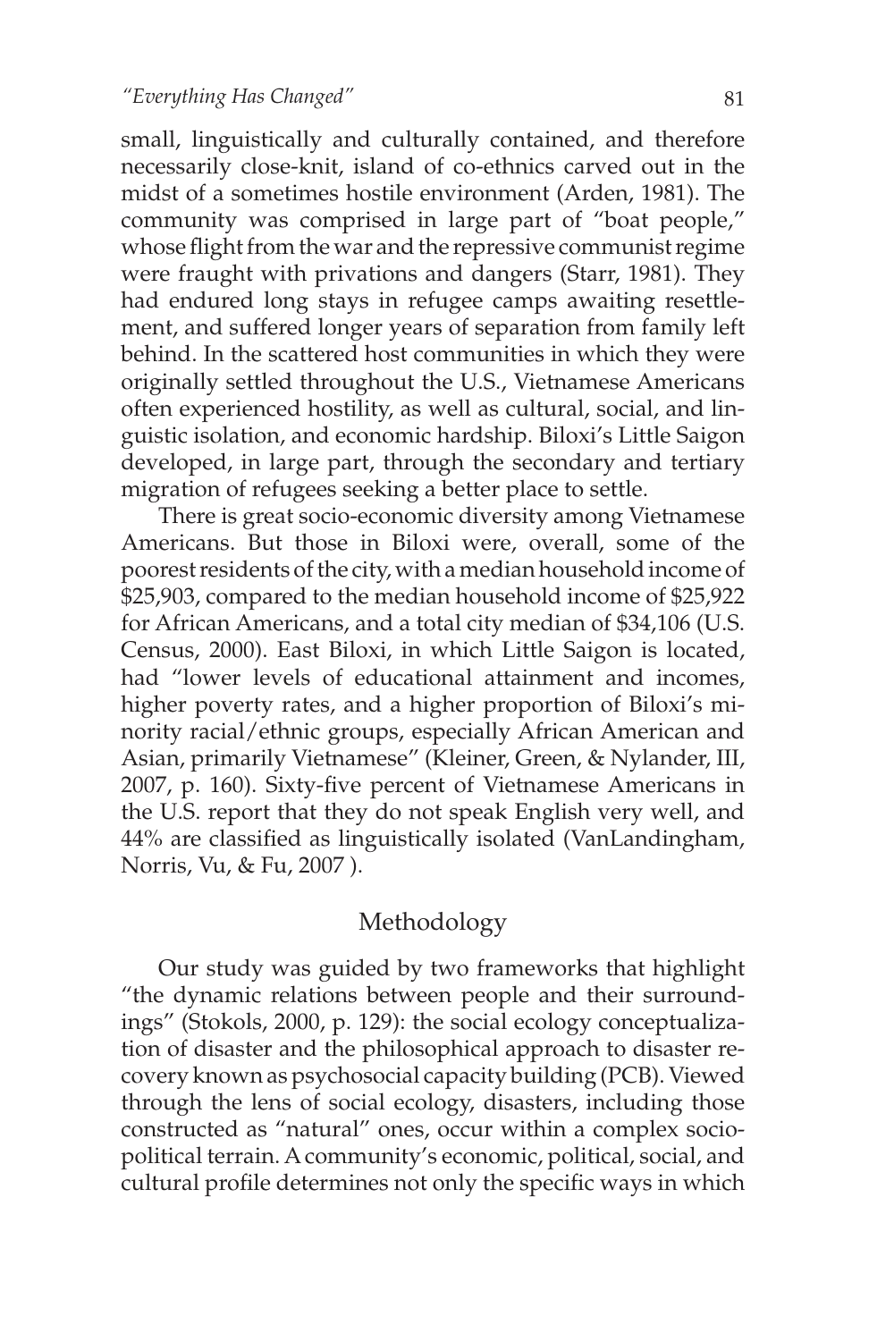small, linguistically and culturally contained, and therefore necessarily close-knit, island of co-ethnics carved out in the midst of a sometimes hostile environment (Arden, 1981). The community was comprised in large part of "boat people," whose flight from the war and the repressive communist regime were fraught with privations and dangers (Starr, 1981). They had endured long stays in refugee camps awaiting resettlement, and suffered longer years of separation from family left behind. In the scattered host communities in which they were originally settled throughout the U.S., Vietnamese Americans often experienced hostility, as well as cultural, social, and linguistic isolation, and economic hardship. Biloxi's Little Saigon developed, in large part, through the secondary and tertiary migration of refugees seeking a better place to settle.

There is great socio-economic diversity among Vietnamese Americans. But those in Biloxi were, overall, some of the poorest residents of the city, with a median household income of $25,903, compared to the median household income of $25,922 for African Americans, and a total city median of $34,106 (U.S. Census, 2000). East Biloxi, in which Little Saigon is located, had "lower levels of educational attainment and incomes, higher poverty rates, and a higher proportion of Biloxi's minority racial/ethnic groups, especially African American and Asian, primarily Vietnamese" (Kleiner, Green, & Nylander, III, 2007, p. 160). Sixty-five percent of Vietnamese Americans in the U.S. report that they do not speak English very well, and 44% are classified as linguistically isolated (VanLandingham, Norris, Vu, & Fu, 2007 ).

## Methodology

Our study was guided by two frameworks that highlight "the dynamic relations between people and their surroundings" (Stokols, 2000, p. 129): the social ecology conceptualization of disaster and the philosophical approach to disaster recovery known as psychosocial capacity building (PCB). Viewed through the lens of social ecology, disasters, including those constructed as "natural" ones, occur within a complex sociopolitical terrain. A community's economic, political, social, and cultural profile determines not only the specific ways in which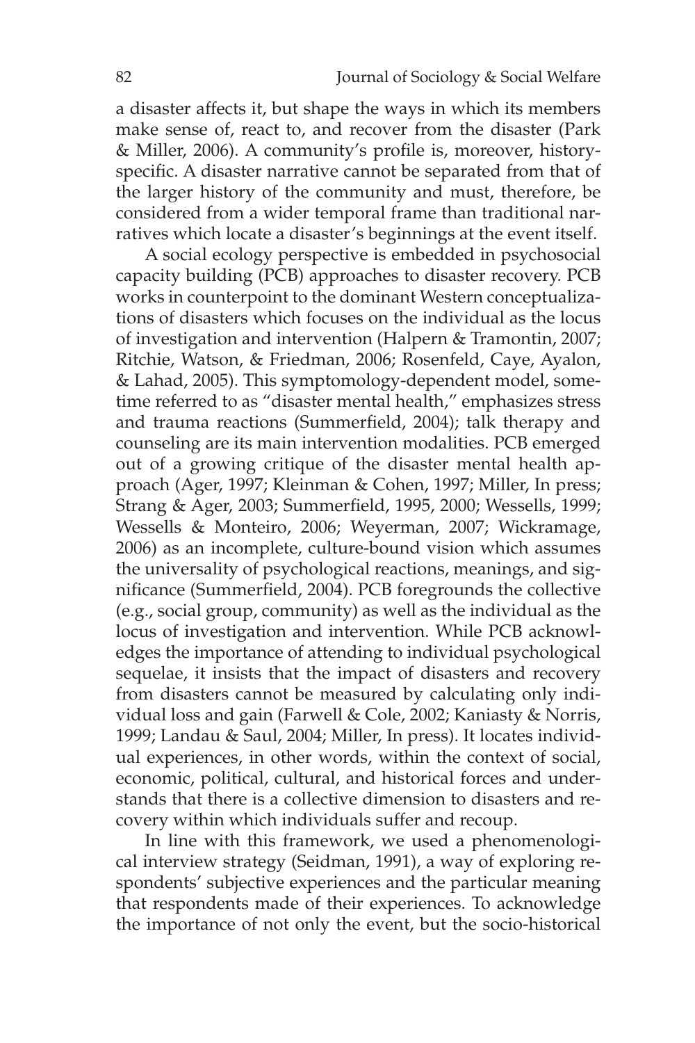a disaster affects it, but shape the ways in which its members make sense of, react to, and recover from the disaster (Park & Miller, 2006). A community's profile is, moreover, history-specific. A disaster narrative cannot be separated from that of the larger history of the community and must, therefore, be considered from a wider temporal frame than traditional narratives which locate a disaster's beginnings at the event itself.

A social ecology perspective is embedded in psychosocial capacity building (PCB) approaches to disaster recovery. PCB works in counterpoint to the dominant Western conceptualizations of disasters which focuses on the individual as the locus of investigation and intervention (Halpern & Tramontin, 2007; Ritchie, Watson, & Friedman, 2006; Rosenfeld, Caye, Ayalon, & Lahad, 2005). This symptomology-dependent model, sometime referred to as "disaster mental health," emphasizes stress and trauma reactions (Summerfield, 2004); talk therapy and counseling are its main intervention modalities. PCB emerged out of a growing critique of the disaster mental health approach (Ager, 1997; Kleinman & Cohen, 1997; Miller, In press; Strang & Ager, 2003; Summerfield, 1995, 2000; Wessells, 1999; Wessells & Monteiro, 2006; Weyerman, 2007; Wickramage, 2006) as an incomplete, culture-bound vision which assumes the universality of psychological reactions, meanings, and significance (Summerfield, 2004). PCB foregrounds the collective (e.g., social group, community) as well as the individual as the locus of investigation and intervention. While PCB acknowledges the importance of attending to individual psychological sequelae, it insists that the impact of disasters and recovery from disasters cannot be measured by calculating only individual loss and gain (Farwell & Cole, 2002; Kaniasty & Norris, 1999; Landau & Saul, 2004; Miller, In press). It locates individual experiences, in other words, within the context of social, economic, political, cultural, and historical forces and understands that there is a collective dimension to disasters and recovery within which individuals suffer and recoup.

In line with this framework, we used a phenomenological interview strategy (Seidman, 1991), a way of exploring respondents' subjective experiences and the particular meaning that respondents made of their experiences. To acknowledge the importance of not only the event, but the socio-historical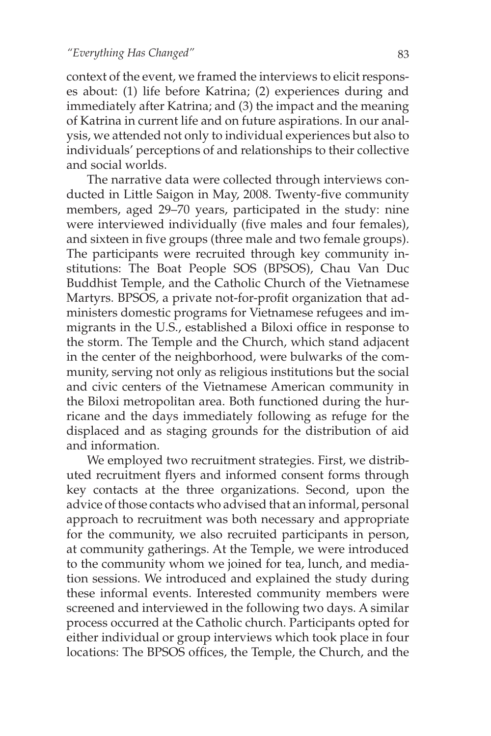context of the event, we framed the interviews to elicit responses about: (1) life before Katrina; (2) experiences during and immediately after Katrina; and (3) the impact and the meaning of Katrina in current life and on future aspirations. In our analysis, we attended not only to individual experiences but also to individuals' perceptions of and relationships to their collective and social worlds.

The narrative data were collected through interviews conducted in Little Saigon in May, 2008. Twenty-five community members, aged 29–70 years, participated in the study: nine were interviewed individually (five males and four females), and sixteen in five groups (three male and two female groups). The participants were recruited through key community institutions: The Boat People SOS (BPSOS), Chau Van Duc Buddhist Temple, and the Catholic Church of the Vietnamese Martyrs. BPSOS, a private not-for-profit organization that administers domestic programs for Vietnamese refugees and immigrants in the U.S., established a Biloxi office in response to the storm. The Temple and the Church, which stand adjacent in the center of the neighborhood, were bulwarks of the community, serving not only as religious institutions but the social and civic centers of the Vietnamese American community in the Biloxi metropolitan area. Both functioned during the hurricane and the days immediately following as refuge for the displaced and as staging grounds for the distribution of aid and information.

We employed two recruitment strategies. First, we distributed recruitment flyers and informed consent forms through key contacts at the three organizations. Second, upon the advice of those contacts who advised that an informal, personal approach to recruitment was both necessary and appropriate for the community, we also recruited participants in person, at community gatherings. At the Temple, we were introduced to the community whom we joined for tea, lunch, and mediation sessions. We introduced and explained the study during these informal events. Interested community members were screened and interviewed in the following two days. A similar process occurred at the Catholic church. Participants opted for either individual or group interviews which took place in four locations: The BPSOS offices, the Temple, the Church, and the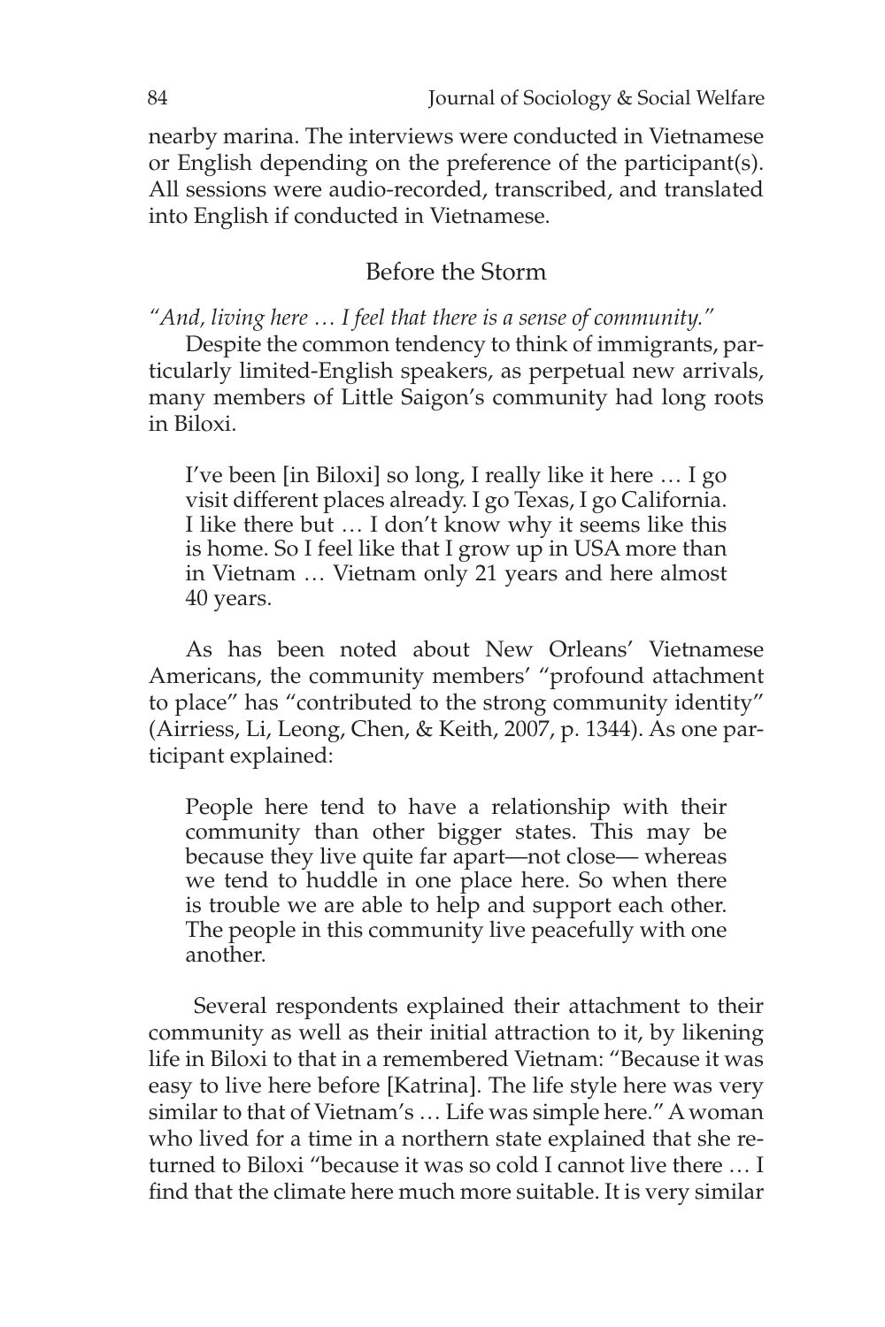nearby marina. The interviews were conducted in Vietnamese or English depending on the preference of the participant(s). All sessions were audio-recorded, transcribed, and translated into English if conducted in Vietnamese.

## Before the Storm

*"And, living here … I feel that there is a sense of community."*

Despite the common tendency to think of immigrants, particularly limited-English speakers, as perpetual new arrivals, many members of Little Saigon's community had long roots in Biloxi.

> I've been [in Biloxi] so long, I really like it here … I go visit different places already. I go Texas, I go California. I like there but … I don't know why it seems like this is home. So I feel like that I grow up in USA more than in Vietnam … Vietnam only 21 years and here almost 40 years.

As has been noted about New Orleans' Vietnamese Americans, the community members' "profound attachment to place" has "contributed to the strong community identity" (Airriess, Li, Leong, Chen, & Keith, 2007, p. 1344). As one participant explained:

> People here tend to have a relationship with their community than other bigger states. This may be because they live quite far apart—not close— whereas we tend to huddle in one place here. So when there is trouble we are able to help and support each other. The people in this community live peacefully with one another.

Several respondents explained their attachment to their community as well as their initial attraction to it, by likening life in Biloxi to that in a remembered Vietnam: "Because it was easy to live here before [Katrina]. The life style here was very similar to that of Vietnam's … Life was simple here." A woman who lived for a time in a northern state explained that she returned to Biloxi "because it was so cold I cannot live there … I find that the climate here much more suitable. It is very similar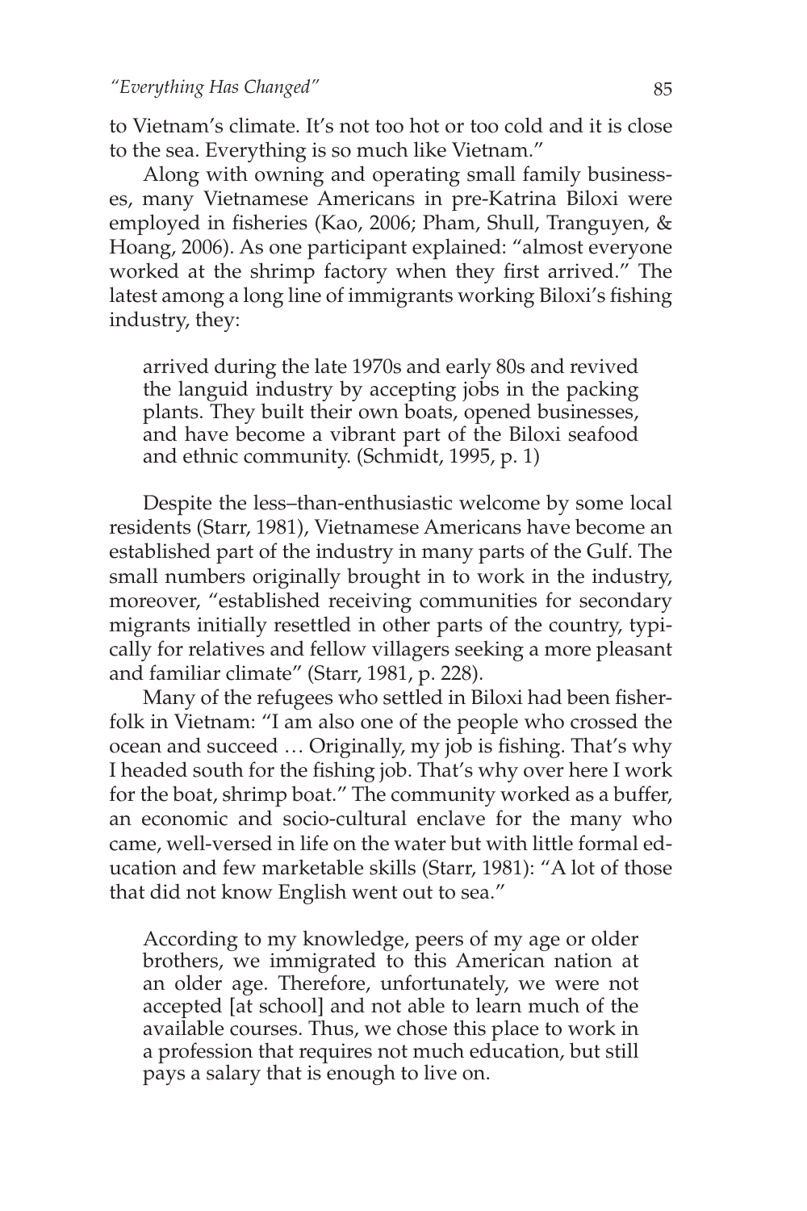to Vietnam's climate. It's not too hot or too cold and it is close to the sea. Everything is so much like Vietnam."

Along with owning and operating small family businesses, many Vietnamese Americans in pre-Katrina Biloxi were employed in fisheries (Kao, 2006; Pham, Shull, Tranguyen, & Hoang, 2006). As one participant explained: "almost everyone worked at the shrimp factory when they first arrived." The latest among a long line of immigrants working Biloxi's fishing industry, they:

> arrived during the late 1970s and early 80s and revived the languid industry by accepting jobs in the packing plants. They built their own boats, opened businesses, and have become a vibrant part of the Biloxi seafood and ethnic community. (Schmidt, 1995, p. 1)

Despite the less–than-enthusiastic welcome by some local residents (Starr, 1981), Vietnamese Americans have become an established part of the industry in many parts of the Gulf. The small numbers originally brought in to work in the industry, moreover, "established receiving communities for secondary migrants initially resettled in other parts of the country, typically for relatives and fellow villagers seeking a more pleasant and familiar climate" (Starr, 1981, p. 228).

Many of the refugees who settled in Biloxi had been fisherfolk in Vietnam: "I am also one of the people who crossed the ocean and succeed … Originally, my job is fishing. That's why I headed south for the fishing job. That's why over here I work for the boat, shrimp boat." The community worked as a buffer, an economic and socio-cultural enclave for the many who came, well-versed in life on the water but with little formal education and few marketable skills (Starr, 1981): "A lot of those that did not know English went out to sea."

> According to my knowledge, peers of my age or older brothers, we immigrated to this American nation at an older age. Therefore, unfortunately, we were not accepted [at school] and not able to learn much of the available courses. Thus, we chose this place to work in a profession that requires not much education, but still pays a salary that is enough to live on.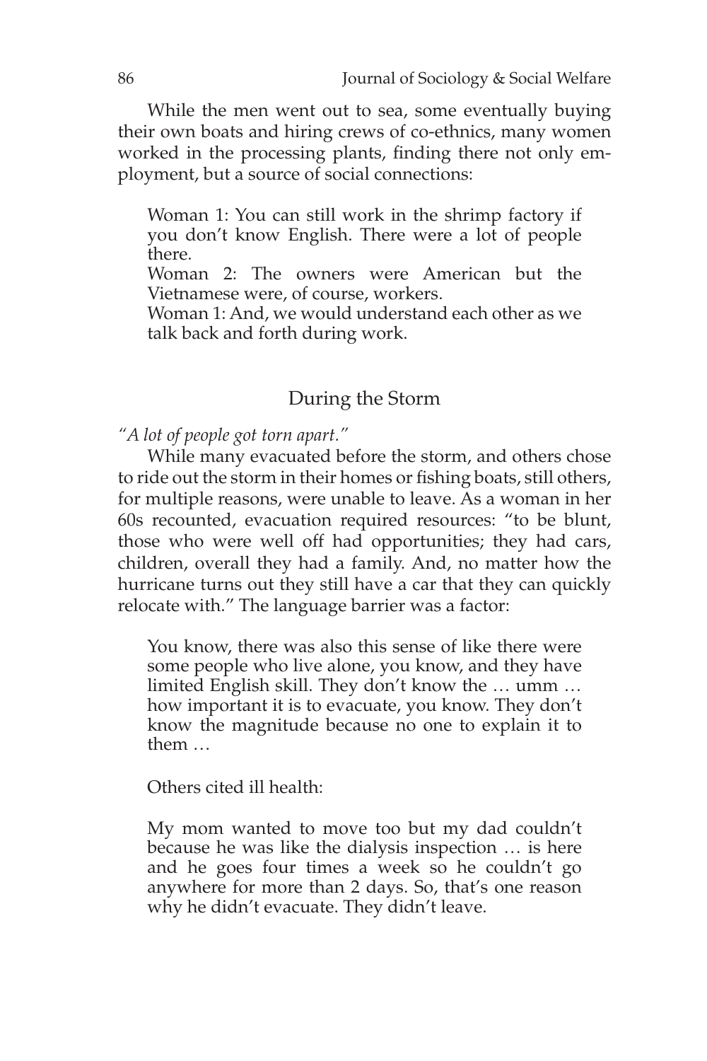While the men went out to sea, some eventually buying their own boats and hiring crews of co-ethnics, many women worked in the processing plants, finding there not only employment, but a source of social connections:

> Woman 1: You can still work in the shrimp factory if you don't know English. There were a lot of people there.
> Woman 2: The owners were American but the Vietnamese were, of course, workers.
> Woman 1: And, we would understand each other as we talk back and forth during work.

## During the Storm

*"A lot of people got torn apart."*

While many evacuated before the storm, and others chose to ride out the storm in their homes or fishing boats, still others, for multiple reasons, were unable to leave. As a woman in her 60s recounted, evacuation required resources: "to be blunt, those who were well off had opportunities; they had cars, children, overall they had a family. And, no matter how the hurricane turns out they still have a car that they can quickly relocate with." The language barrier was a factor:

> You know, there was also this sense of like there were some people who live alone, you know, and they have limited English skill. They don't know the … umm … how important it is to evacuate, you know. They don't know the magnitude because no one to explain it to them …

Others cited ill health:

> My mom wanted to move too but my dad couldn't because he was like the dialysis inspection … is here and he goes four times a week so he couldn't go anywhere for more than 2 days. So, that's one reason why he didn't evacuate. They didn't leave.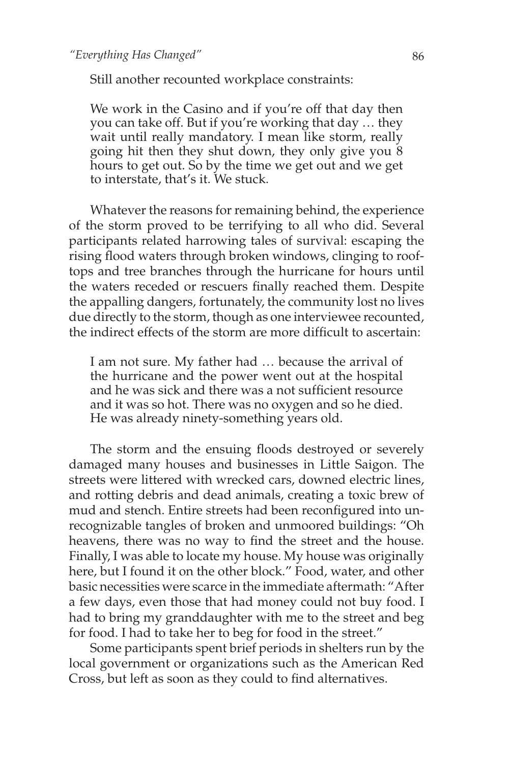Still another recounted workplace constraints:

> We work in the Casino and if you're off that day then you can take off. But if you're working that day … they wait until really mandatory. I mean like storm, really going hit then they shut down, they only give you 8 hours to get out. So by the time we get out and we get to interstate, that's it. We stuck.

Whatever the reasons for remaining behind, the experience of the storm proved to be terrifying to all who did. Several participants related harrowing tales of survival: escaping the rising flood waters through broken windows, clinging to rooftops and tree branches through the hurricane for hours until the waters receded or rescuers finally reached them. Despite the appalling dangers, fortunately, the community lost no lives due directly to the storm, though as one interviewee recounted, the indirect effects of the storm are more difficult to ascertain:

> I am not sure. My father had … because the arrival of the hurricane and the power went out at the hospital and he was sick and there was a not sufficient resource and it was so hot. There was no oxygen and so he died. He was already ninety-something years old.

The storm and the ensuing floods destroyed or severely damaged many houses and businesses in Little Saigon. The streets were littered with wrecked cars, downed electric lines, and rotting debris and dead animals, creating a toxic brew of mud and stench. Entire streets had been reconfigured into unrecognizable tangles of broken and unmoored buildings: "Oh heavens, there was no way to find the street and the house. Finally, I was able to locate my house. My house was originally here, but I found it on the other block." Food, water, and other basic necessities were scarce in the immediate aftermath: "After a few days, even those that had money could not buy food. I had to bring my granddaughter with me to the street and beg for food. I had to take her to beg for food in the street."

Some participants spent brief periods in shelters run by the local government or organizations such as the American Red Cross, but left as soon as they could to find alternatives.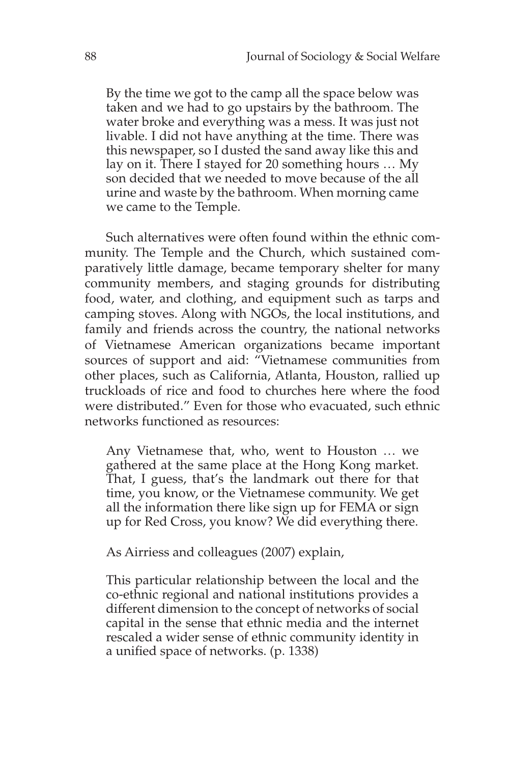> By the time we got to the camp all the space below was taken and we had to go upstairs by the bathroom. The water broke and everything was a mess. It was just not livable. I did not have anything at the time. There was this newspaper, so I dusted the sand away like this and lay on it. There I stayed for 20 something hours … My son decided that we needed to move because of the all urine and waste by the bathroom. When morning came we came to the Temple.

Such alternatives were often found within the ethnic community. The Temple and the Church, which sustained comparatively little damage, became temporary shelter for many community members, and staging grounds for distributing food, water, and clothing, and equipment such as tarps and camping stoves. Along with NGOs, the local institutions, and family and friends across the country, the national networks of Vietnamese American organizations became important sources of support and aid: "Vietnamese communities from other places, such as California, Atlanta, Houston, rallied up truckloads of rice and food to churches here where the food were distributed." Even for those who evacuated, such ethnic networks functioned as resources:

> Any Vietnamese that, who, went to Houston … we gathered at the same place at the Hong Kong market. That, I guess, that's the landmark out there for that time, you know, or the Vietnamese community. We get all the information there like sign up for FEMA or sign up for Red Cross, you know? We did everything there.

As Airriess and colleagues (2007) explain,

> This particular relationship between the local and the co-ethnic regional and national institutions provides a different dimension to the concept of networks of social capital in the sense that ethnic media and the internet rescaled a wider sense of ethnic community identity in a unified space of networks. (p. 1338)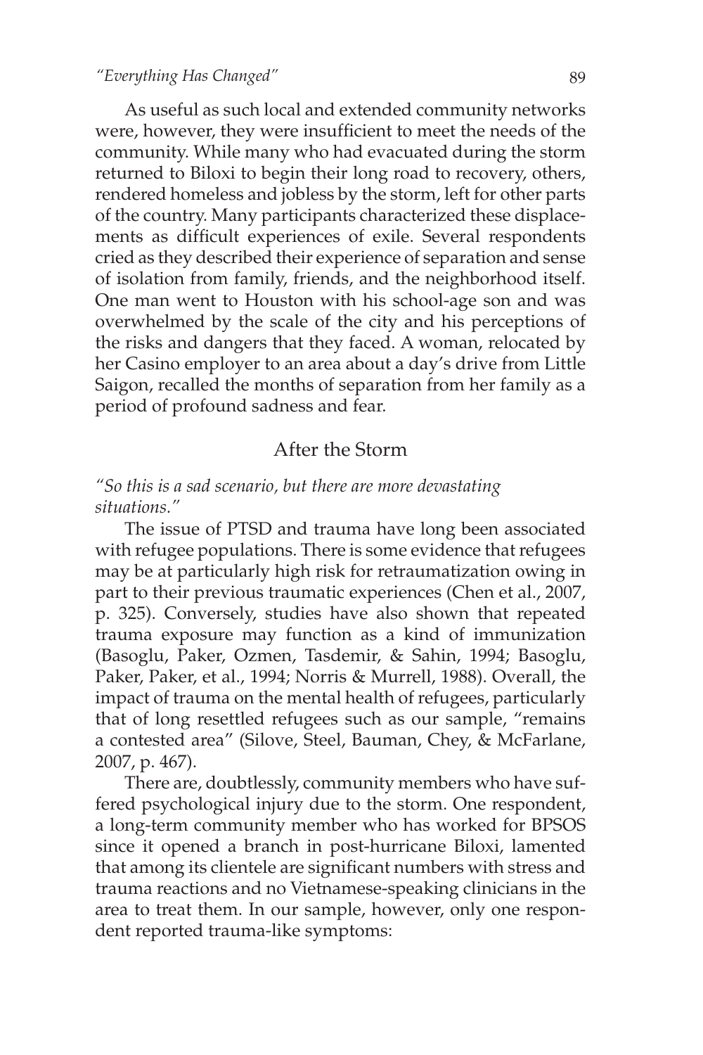As useful as such local and extended community networks were, however, they were insufficient to meet the needs of the community. While many who had evacuated during the storm returned to Biloxi to begin their long road to recovery, others, rendered homeless and jobless by the storm, left for other parts of the country. Many participants characterized these displacements as difficult experiences of exile. Several respondents cried as they described their experience of separation and sense of isolation from family, friends, and the neighborhood itself. One man went to Houston with his school-age son and was overwhelmed by the scale of the city and his perceptions of the risks and dangers that they faced. A woman, relocated by her Casino employer to an area about a day's drive from Little Saigon, recalled the months of separation from her family as a period of profound sadness and fear.

## After the Storm

*"So this is a sad scenario, but there are more devastating situations."*

The issue of PTSD and trauma have long been associated with refugee populations. There is some evidence that refugees may be at particularly high risk for retraumatization owing in part to their previous traumatic experiences (Chen et al., 2007, p. 325). Conversely, studies have also shown that repeated trauma exposure may function as a kind of immunization (Basoglu, Paker, Ozmen, Tasdemir, & Sahin, 1994; Basoglu, Paker, Paker, et al., 1994; Norris & Murrell, 1988). Overall, the impact of trauma on the mental health of refugees, particularly that of long resettled refugees such as our sample, "remains a contested area" (Silove, Steel, Bauman, Chey, & McFarlane, 2007, p. 467).

There are, doubtlessly, community members who have suffered psychological injury due to the storm. One respondent, a long-term community member who has worked for BPSOS since it opened a branch in post-hurricane Biloxi, lamented that among its clientele are significant numbers with stress and trauma reactions and no Vietnamese-speaking clinicians in the area to treat them. In our sample, however, only one respondent reported trauma-like symptoms: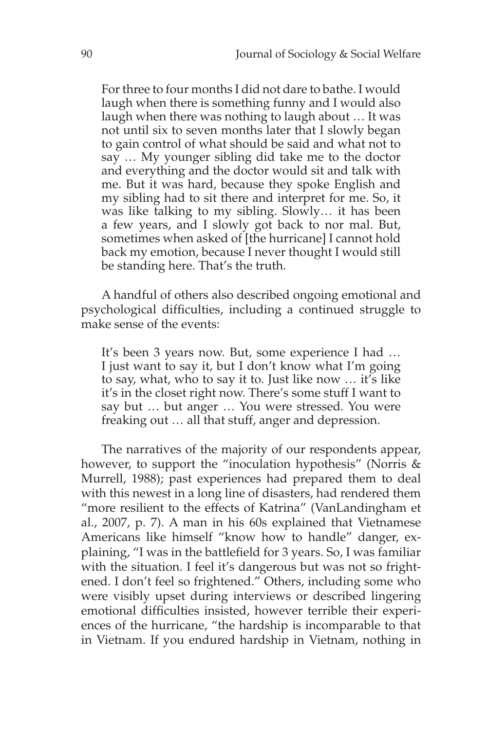> For three to four months I did not dare to bathe. I would laugh when there is something funny and I would also laugh when there was nothing to laugh about … It was not until six to seven months later that I slowly began to gain control of what should be said and what not to say … My younger sibling did take me to the doctor and everything and the doctor would sit and talk with me. But it was hard, because they spoke English and my sibling had to sit there and interpret for me. So, it was like talking to my sibling. Slowly… it has been a few years, and I slowly got back to nor mal. But, sometimes when asked of [the hurricane] I cannot hold back my emotion, because I never thought I would still be standing here. That's the truth.

A handful of others also described ongoing emotional and psychological difficulties, including a continued struggle to make sense of the events:

> It's been 3 years now. But, some experience I had … I just want to say it, but I don't know what I'm going to say, what, who to say it to. Just like now … it's like it's in the closet right now. There's some stuff I want to say but … but anger … You were stressed. You were freaking out … all that stuff, anger and depression.

The narratives of the majority of our respondents appear, however, to support the "inoculation hypothesis" (Norris & Murrell, 1988); past experiences had prepared them to deal with this newest in a long line of disasters, had rendered them "more resilient to the effects of Katrina" (VanLandingham et al., 2007, p. 7). A man in his 60s explained that Vietnamese Americans like himself "know how to handle" danger, explaining, "I was in the battlefield for 3 years. So, I was familiar with the situation. I feel it's dangerous but was not so frightened. I don't feel so frightened." Others, including some who were visibly upset during interviews or described lingering emotional difficulties insisted, however terrible their experiences of the hurricane, "the hardship is incomparable to that in Vietnam. If you endured hardship in Vietnam, nothing in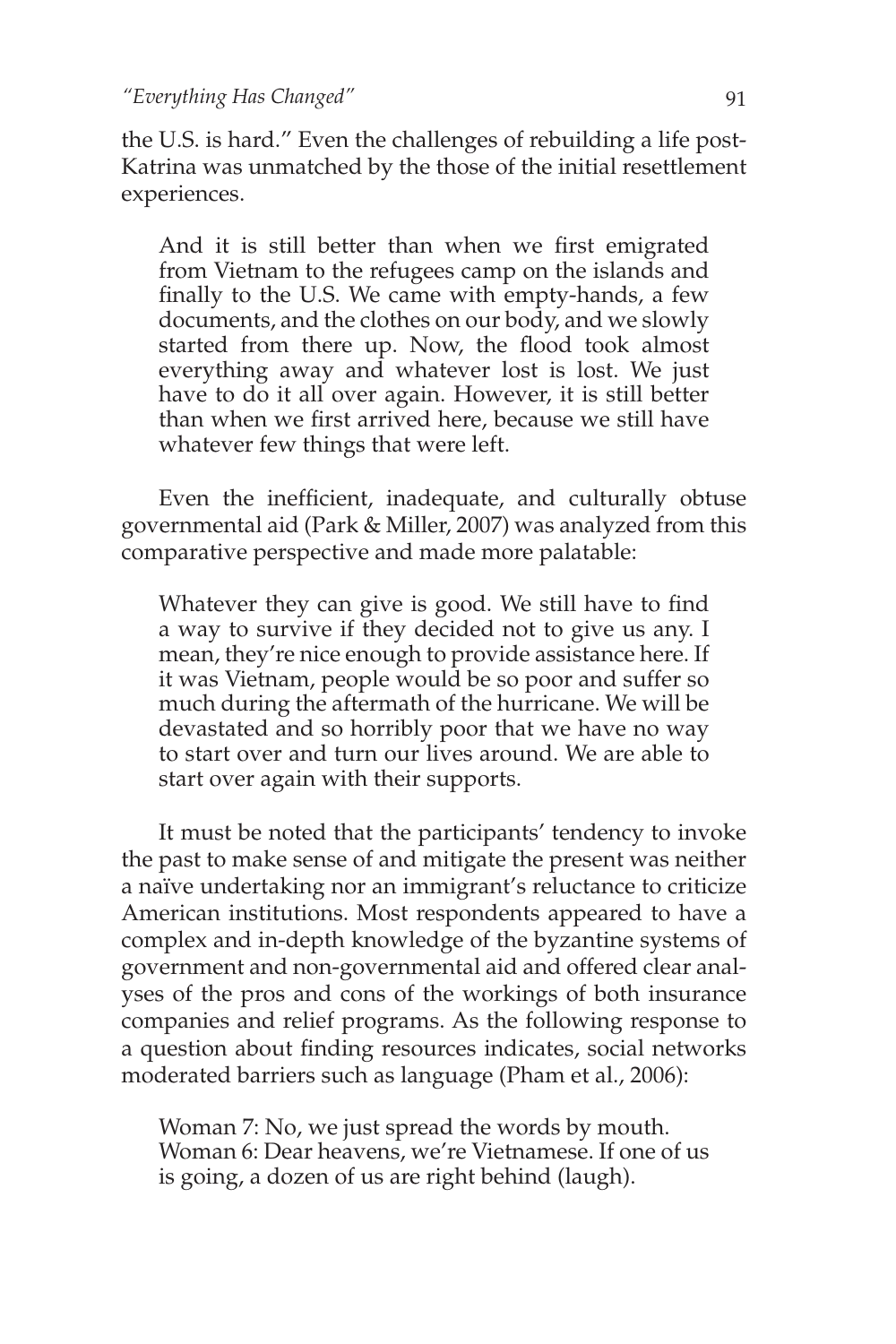the U.S. is hard." Even the challenges of rebuilding a life post-Katrina was unmatched by the those of the initial resettlement experiences.

> And it is still better than when we first emigrated from Vietnam to the refugees camp on the islands and finally to the U.S. We came with empty-hands, a few documents, and the clothes on our body, and we slowly started from there up. Now, the flood took almost everything away and whatever lost is lost. We just have to do it all over again. However, it is still better than when we first arrived here, because we still have whatever few things that were left.

Even the inefficient, inadequate, and culturally obtuse governmental aid (Park & Miller, 2007) was analyzed from this comparative perspective and made more palatable:

> Whatever they can give is good. We still have to find a way to survive if they decided not to give us any. I mean, they're nice enough to provide assistance here. If it was Vietnam, people would be so poor and suffer so much during the aftermath of the hurricane. We will be devastated and so horribly poor that we have no way to start over and turn our lives around. We are able to start over again with their supports.

It must be noted that the participants' tendency to invoke the past to make sense of and mitigate the present was neither a naïve undertaking nor an immigrant's reluctance to criticize American institutions. Most respondents appeared to have a complex and in-depth knowledge of the byzantine systems of government and non-governmental aid and offered clear analyses of the pros and cons of the workings of both insurance companies and relief programs. As the following response to a question about finding resources indicates, social networks moderated barriers such as language (Pham et al., 2006):

> Woman 7: No, we just spread the words by mouth.
> Woman 6: Dear heavens, we're Vietnamese. If one of us is going, a dozen of us are right behind (laugh).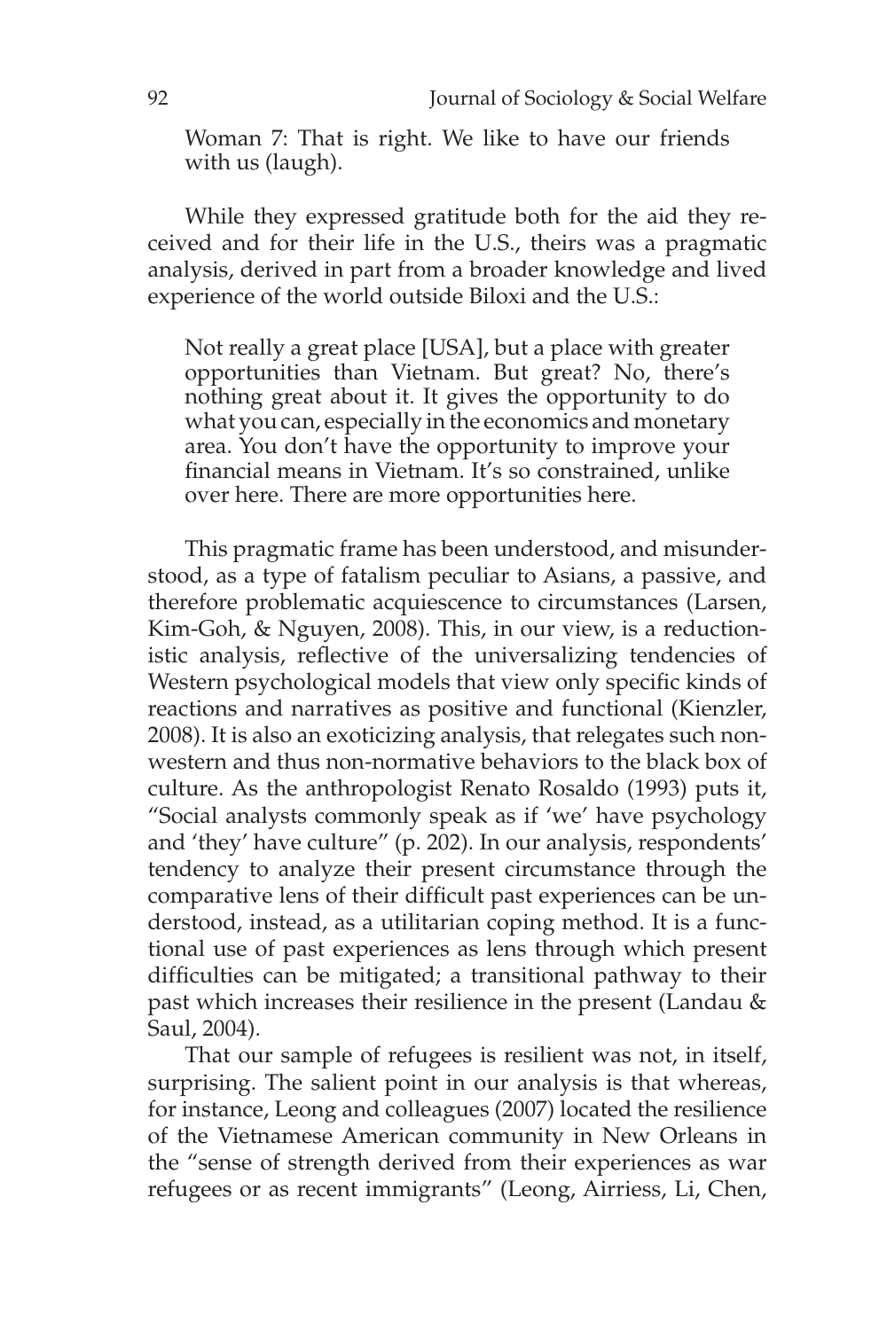Woman 7: That is right. We like to have our friends with us (laugh).

While they expressed gratitude both for the aid they received and for their life in the U.S., theirs was a pragmatic analysis, derived in part from a broader knowledge and lived experience of the world outside Biloxi and the U.S.:

> Not really a great place [USA], but a place with greater opportunities than Vietnam. But great? No, there's nothing great about it. It gives the opportunity to do what you can, especially in the economics and monetary area. You don't have the opportunity to improve your financial means in Vietnam. It's so constrained, unlike over here. There are more opportunities here.

This pragmatic frame has been understood, and misunderstood, as a type of fatalism peculiar to Asians, a passive, and therefore problematic acquiescence to circumstances (Larsen, Kim-Goh, & Nguyen, 2008). This, in our view, is a reductionistic analysis, reflective of the universalizing tendencies of Western psychological models that view only specific kinds of reactions and narratives as positive and functional (Kienzler, 2008). It is also an exoticizing analysis, that relegates such non-western and thus non-normative behaviors to the black box of culture. As the anthropologist Renato Rosaldo (1993) puts it, "Social analysts commonly speak as if 'we' have psychology and 'they' have culture" (p. 202). In our analysis, respondents' tendency to analyze their present circumstance through the comparative lens of their difficult past experiences can be understood, instead, as a utilitarian coping method. It is a functional use of past experiences as lens through which present difficulties can be mitigated; a transitional pathway to their past which increases their resilience in the present (Landau & Saul, 2004).

That our sample of refugees is resilient was not, in itself, surprising. The salient point in our analysis is that whereas, for instance, Leong and colleagues (2007) located the resilience of the Vietnamese American community in New Orleans in the "sense of strength derived from their experiences as war refugees or as recent immigrants" (Leong, Airriess, Li, Chen,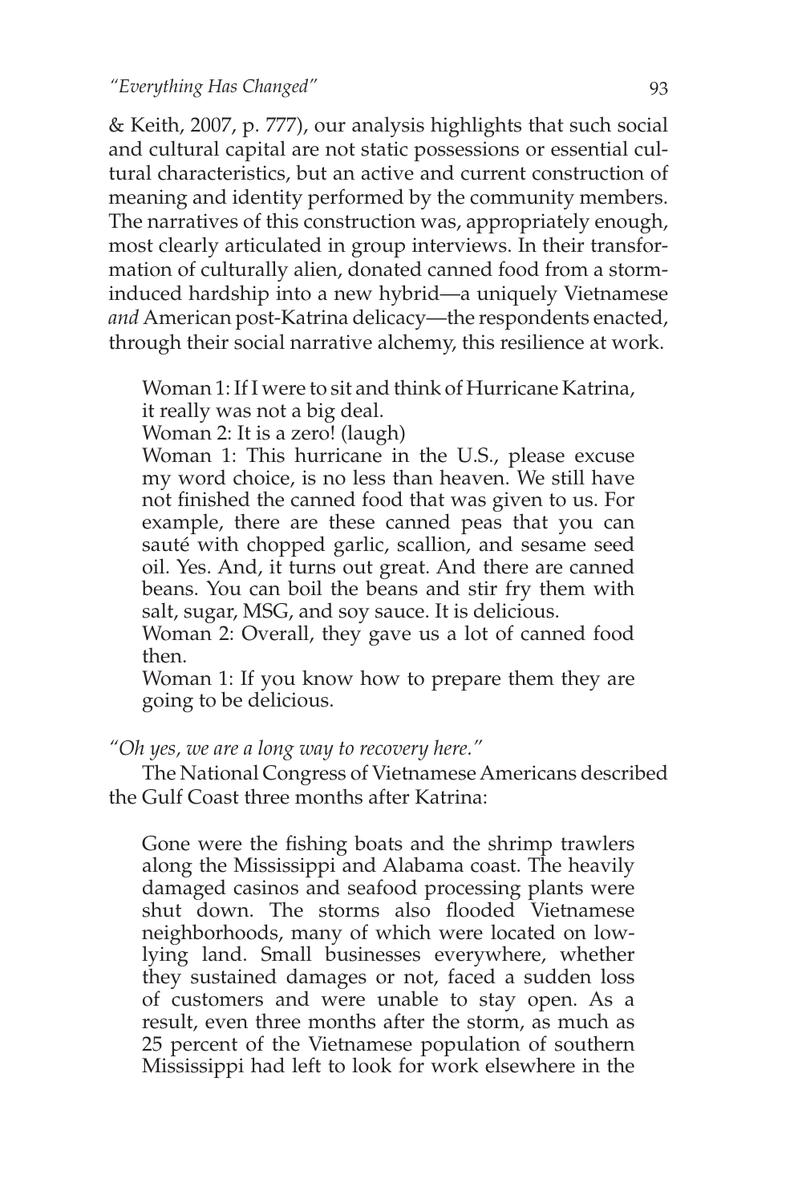& Keith, 2007, p. 777), our analysis highlights that such social and cultural capital are not static possessions or essential cultural characteristics, but an active and current construction of meaning and identity performed by the community members. The narratives of this construction was, appropriately enough, most clearly articulated in group interviews. In their transformation of culturally alien, donated canned food from a storm-induced hardship into a new hybrid—a uniquely Vietnamese *and* American post-Katrina delicacy—the respondents enacted, through their social narrative alchemy, this resilience at work.

> Woman 1: If I were to sit and think of Hurricane Katrina, it really was not a big deal.
> Woman 2: It is a zero! (laugh)
> Woman 1: This hurricane in the U.S., please excuse my word choice, is no less than heaven. We still have not finished the canned food that was given to us. For example, there are these canned peas that you can sauté with chopped garlic, scallion, and sesame seed oil. Yes. And, it turns out great. And there are canned beans. You can boil the beans and stir fry them with salt, sugar, MSG, and soy sauce. It is delicious.
> Woman 2: Overall, they gave us a lot of canned food then.
> Woman 1: If you know how to prepare them they are going to be delicious.

*"Oh yes, we are a long way to recovery here."*

The National Congress of Vietnamese Americans described the Gulf Coast three months after Katrina:

> Gone were the fishing boats and the shrimp trawlers along the Mississippi and Alabama coast. The heavily damaged casinos and seafood processing plants were shut down. The storms also flooded Vietnamese neighborhoods, many of which were located on low-lying land. Small businesses everywhere, whether they sustained damages or not, faced a sudden loss of customers and were unable to stay open. As a result, even three months after the storm, as much as 25 percent of the Vietnamese population of southern Mississippi had left to look for work elsewhere in the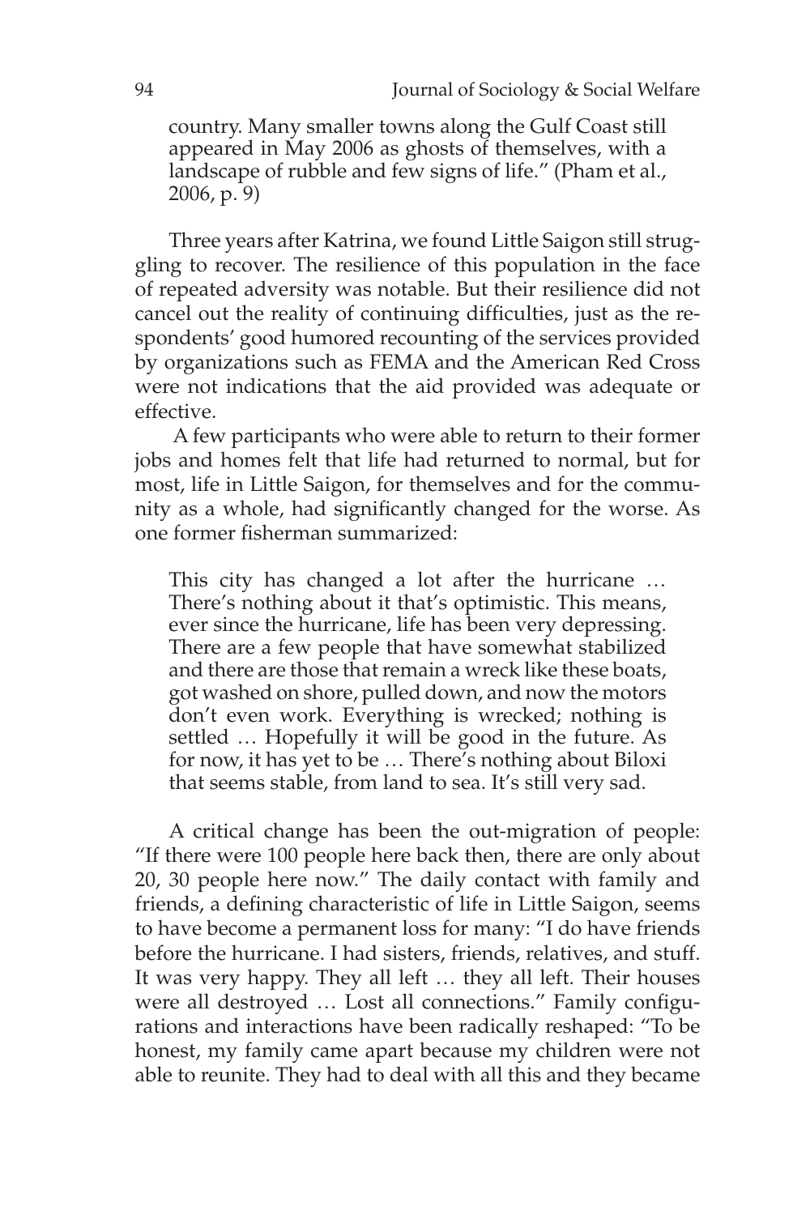country. Many smaller towns along the Gulf Coast still appeared in May 2006 as ghosts of themselves, with a landscape of rubble and few signs of life." (Pham et al., 2006, p. 9)

Three years after Katrina, we found Little Saigon still struggling to recover. The resilience of this population in the face of repeated adversity was notable. But their resilience did not cancel out the reality of continuing difficulties, just as the respondents' good humored recounting of the services provided by organizations such as FEMA and the American Red Cross were not indications that the aid provided was adequate or effective.

A few participants who were able to return to their former jobs and homes felt that life had returned to normal, but for most, life in Little Saigon, for themselves and for the community as a whole, had significantly changed for the worse. As one former fisherman summarized:

> This city has changed a lot after the hurricane … There's nothing about it that's optimistic. This means, ever since the hurricane, life has been very depressing. There are a few people that have somewhat stabilized and there are those that remain a wreck like these boats, got washed on shore, pulled down, and now the motors don't even work. Everything is wrecked; nothing is settled … Hopefully it will be good in the future. As for now, it has yet to be … There's nothing about Biloxi that seems stable, from land to sea. It's still very sad.

A critical change has been the out-migration of people: "If there were 100 people here back then, there are only about 20, 30 people here now." The daily contact with family and friends, a defining characteristic of life in Little Saigon, seems to have become a permanent loss for many: "I do have friends before the hurricane. I had sisters, friends, relatives, and stuff. It was very happy. They all left … they all left. Their houses were all destroyed … Lost all connections." Family configurations and interactions have been radically reshaped: "To be honest, my family came apart because my children were not able to reunite. They had to deal with all this and they became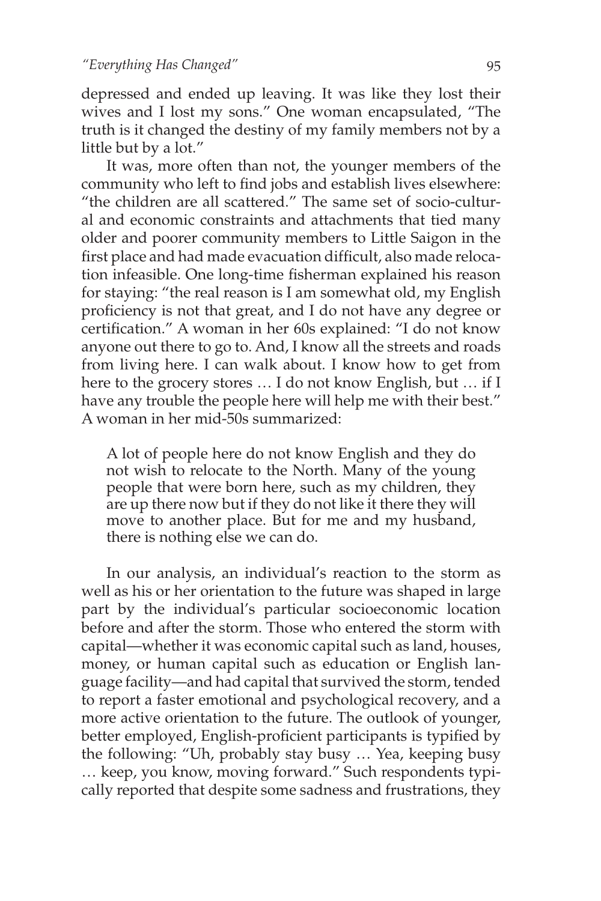depressed and ended up leaving. It was like they lost their wives and I lost my sons." One woman encapsulated, "The truth is it changed the destiny of my family members not by a little but by a lot."

It was, more often than not, the younger members of the community who left to find jobs and establish lives elsewhere: "the children are all scattered." The same set of socio-cultural and economic constraints and attachments that tied many older and poorer community members to Little Saigon in the first place and had made evacuation difficult, also made relocation infeasible. One long-time fisherman explained his reason for staying: "the real reason is I am somewhat old, my English proficiency is not that great, and I do not have any degree or certification." A woman in her 60s explained: "I do not know anyone out there to go to. And, I know all the streets and roads from living here. I can walk about. I know how to get from here to the grocery stores … I do not know English, but … if I have any trouble the people here will help me with their best." A woman in her mid-50s summarized:

> A lot of people here do not know English and they do not wish to relocate to the North. Many of the young people that were born here, such as my children, they are up there now but if they do not like it there they will move to another place. But for me and my husband, there is nothing else we can do.

In our analysis, an individual's reaction to the storm as well as his or her orientation to the future was shaped in large part by the individual's particular socioeconomic location before and after the storm. Those who entered the storm with capital—whether it was economic capital such as land, houses, money, or human capital such as education or English language facility—and had capital that survived the storm, tended to report a faster emotional and psychological recovery, and a more active orientation to the future. The outlook of younger, better employed, English-proficient participants is typified by the following: "Uh, probably stay busy … Yea, keeping busy … keep, you know, moving forward." Such respondents typically reported that despite some sadness and frustrations, they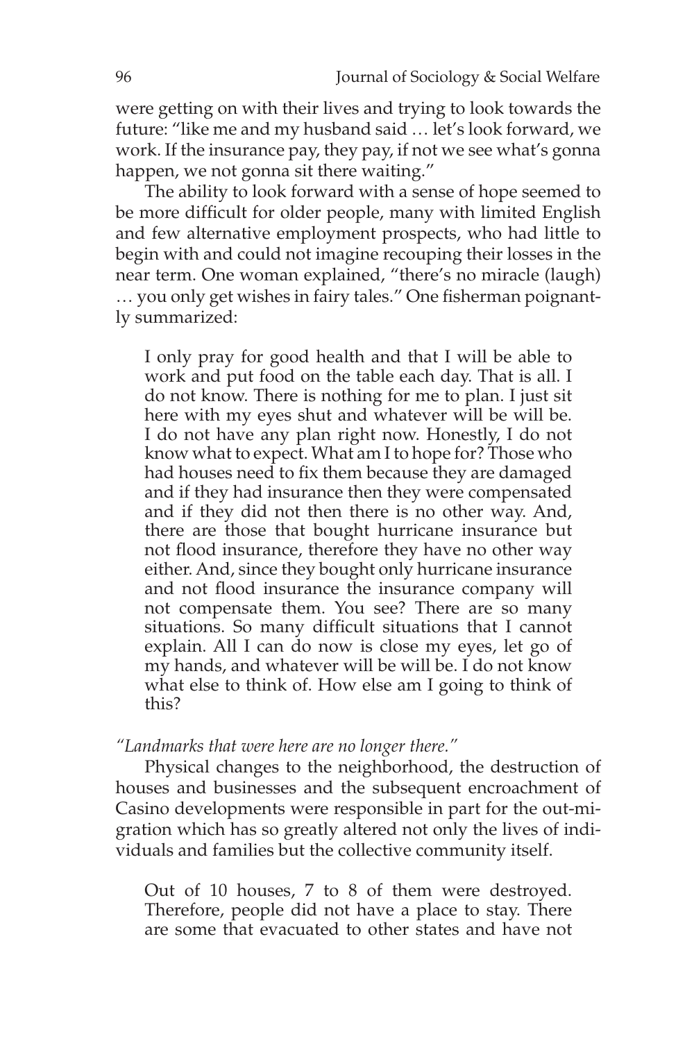were getting on with their lives and trying to look towards the future: "like me and my husband said … let's look forward, we work. If the insurance pay, they pay, if not we see what's gonna happen, we not gonna sit there waiting."

The ability to look forward with a sense of hope seemed to be more difficult for older people, many with limited English and few alternative employment prospects, who had little to begin with and could not imagine recouping their losses in the near term. One woman explained, "there's no miracle (laugh) … you only get wishes in fairy tales." One fisherman poignantly summarized:

> I only pray for good health and that I will be able to work and put food on the table each day. That is all. I do not know. There is nothing for me to plan. I just sit here with my eyes shut and whatever will be will be. I do not have any plan right now. Honestly, I do not know what to expect. What am I to hope for? Those who had houses need to fix them because they are damaged and if they had insurance then they were compensated and if they did not then there is no other way. And, there are those that bought hurricane insurance but not flood insurance, therefore they have no other way either. And, since they bought only hurricane insurance and not flood insurance the insurance company will not compensate them. You see? There are so many situations. So many difficult situations that I cannot explain. All I can do now is close my eyes, let go of my hands, and whatever will be will be. I do not know what else to think of. How else am I going to think of this?

*"Landmarks that were here are no longer there."*

Physical changes to the neighborhood, the destruction of houses and businesses and the subsequent encroachment of Casino developments were responsible in part for the out-migration which has so greatly altered not only the lives of individuals and families but the collective community itself.

> Out of 10 houses, 7 to 8 of them were destroyed. Therefore, people did not have a place to stay. There are some that evacuated to other states and have not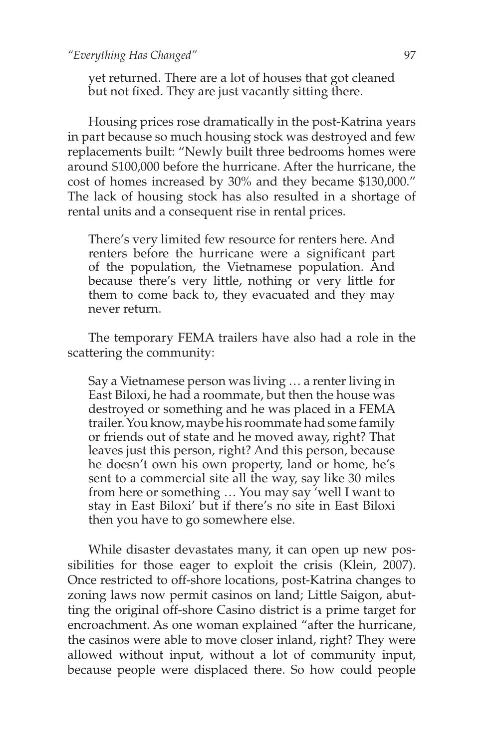yet returned. There are a lot of houses that got cleaned but not fixed. They are just vacantly sitting there.

Housing prices rose dramatically in the post-Katrina years in part because so much housing stock was destroyed and few replacements built: "Newly built three bedrooms homes were around $100,000 before the hurricane. After the hurricane, the cost of homes increased by 30% and they became $130,000." The lack of housing stock has also resulted in a shortage of rental units and a consequent rise in rental prices.

> There's very limited few resource for renters here. And renters before the hurricane were a significant part of the population, the Vietnamese population. And because there's very little, nothing or very little for them to come back to, they evacuated and they may never return.

The temporary FEMA trailers have also had a role in the scattering the community:

> Say a Vietnamese person was living … a renter living in East Biloxi, he had a roommate, but then the house was destroyed or something and he was placed in a FEMA trailer. You know, maybe his roommate had some family or friends out of state and he moved away, right? That leaves just this person, right? And this person, because he doesn't own his own property, land or home, he's sent to a commercial site all the way, say like 30 miles from here or something … You may say 'well I want to stay in East Biloxi' but if there's no site in East Biloxi then you have to go somewhere else.

While disaster devastates many, it can open up new possibilities for those eager to exploit the crisis (Klein, 2007). Once restricted to off-shore locations, post-Katrina changes to zoning laws now permit casinos on land; Little Saigon, abutting the original off-shore Casino district is a prime target for encroachment. As one woman explained "after the hurricane, the casinos were able to move closer inland, right? They were allowed without input, without a lot of community input, because people were displaced there. So how could people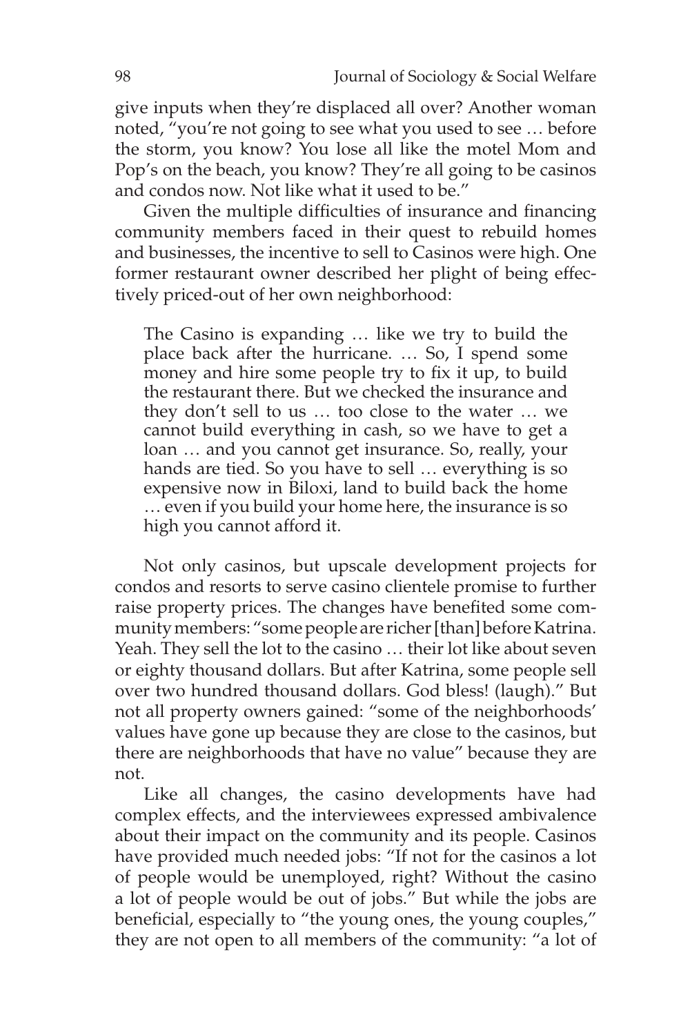give inputs when they're displaced all over? Another woman noted, "you're not going to see what you used to see … before the storm, you know? You lose all like the motel Mom and Pop's on the beach, you know? They're all going to be casinos and condos now. Not like what it used to be."

Given the multiple difficulties of insurance and financing community members faced in their quest to rebuild homes and businesses, the incentive to sell to Casinos were high. One former restaurant owner described her plight of being effectively priced-out of her own neighborhood:

> The Casino is expanding … like we try to build the place back after the hurricane. … So, I spend some money and hire some people try to fix it up, to build the restaurant there. But we checked the insurance and they don't sell to us … too close to the water … we cannot build everything in cash, so we have to get a loan … and you cannot get insurance. So, really, your hands are tied. So you have to sell … everything is so expensive now in Biloxi, land to build back the home … even if you build your home here, the insurance is so high you cannot afford it.

Not only casinos, but upscale development projects for condos and resorts to serve casino clientele promise to further raise property prices. The changes have benefited some community members: "some people are richer [than] before Katrina. Yeah. They sell the lot to the casino … their lot like about seven or eighty thousand dollars. But after Katrina, some people sell over two hundred thousand dollars. God bless! (laugh)." But not all property owners gained: "some of the neighborhoods' values have gone up because they are close to the casinos, but there are neighborhoods that have no value" because they are not.

Like all changes, the casino developments have had complex effects, and the interviewees expressed ambivalence about their impact on the community and its people. Casinos have provided much needed jobs: "If not for the casinos a lot of people would be unemployed, right? Without the casino a lot of people would be out of jobs." But while the jobs are beneficial, especially to "the young ones, the young couples," they are not open to all members of the community: "a lot of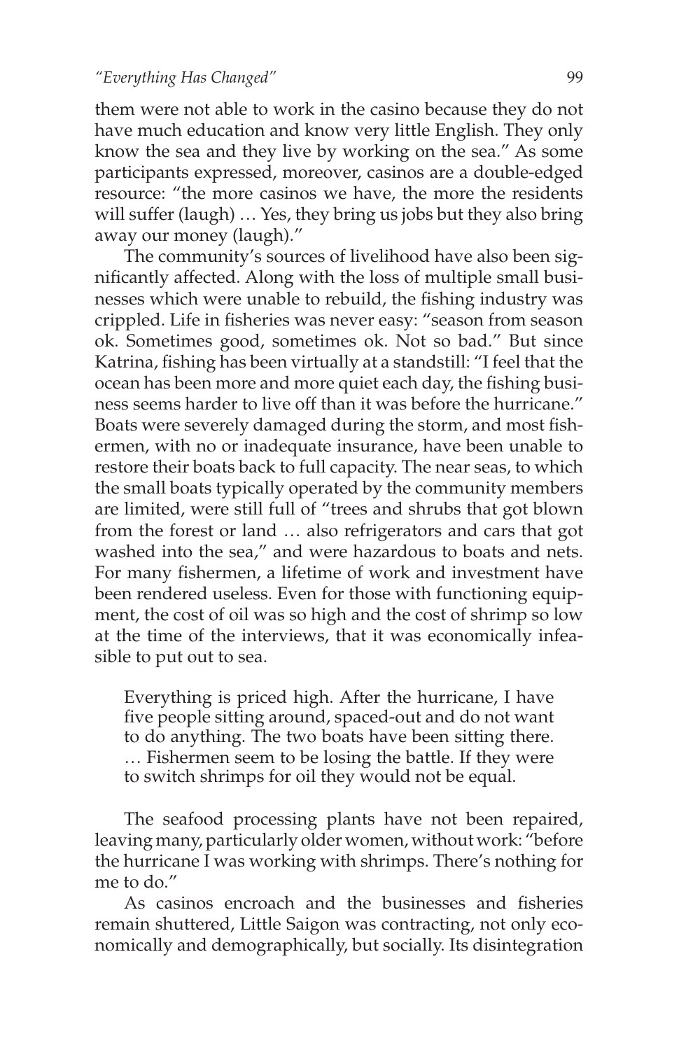them were not able to work in the casino because they do not have much education and know very little English. They only know the sea and they live by working on the sea." As some participants expressed, moreover, casinos are a double-edged resource: "the more casinos we have, the more the residents will suffer (laugh) … Yes, they bring us jobs but they also bring away our money (laugh)."

The community's sources of livelihood have also been significantly affected. Along with the loss of multiple small businesses which were unable to rebuild, the fishing industry was crippled. Life in fisheries was never easy: "season from season ok. Sometimes good, sometimes ok. Not so bad." But since Katrina, fishing has been virtually at a standstill: "I feel that the ocean has been more and more quiet each day, the fishing business seems harder to live off than it was before the hurricane." Boats were severely damaged during the storm, and most fishermen, with no or inadequate insurance, have been unable to restore their boats back to full capacity. The near seas, to which the small boats typically operated by the community members are limited, were still full of "trees and shrubs that got blown from the forest or land … also refrigerators and cars that got washed into the sea," and were hazardous to boats and nets. For many fishermen, a lifetime of work and investment have been rendered useless. Even for those with functioning equipment, the cost of oil was so high and the cost of shrimp so low at the time of the interviews, that it was economically infeasible to put out to sea.

> Everything is priced high. After the hurricane, I have five people sitting around, spaced-out and do not want to do anything. The two boats have been sitting there. … Fishermen seem to be losing the battle. If they were to switch shrimps for oil they would not be equal.

The seafood processing plants have not been repaired, leaving many, particularly older women, without work: "before the hurricane I was working with shrimps. There's nothing for me to do."

As casinos encroach and the businesses and fisheries remain shuttered, Little Saigon was contracting, not only economically and demographically, but socially. Its disintegration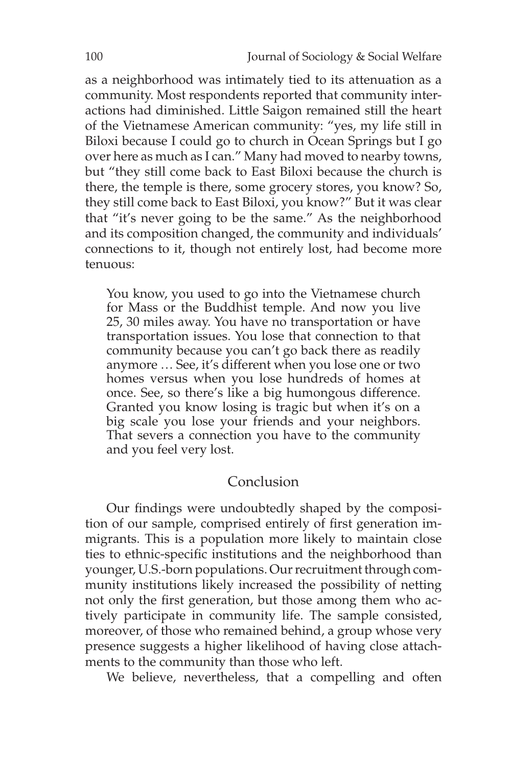as a neighborhood was intimately tied to its attenuation as a community. Most respondents reported that community interactions had diminished. Little Saigon remained still the heart of the Vietnamese American community: "yes, my life still in Biloxi because I could go to church in Ocean Springs but I go over here as much as I can." Many had moved to nearby towns, but "they still come back to East Biloxi because the church is there, the temple is there, some grocery stores, you know? So, they still come back to East Biloxi, you know?" But it was clear that "it's never going to be the same." As the neighborhood and its composition changed, the community and individuals' connections to it, though not entirely lost, had become more tenuous:

> You know, you used to go into the Vietnamese church for Mass or the Buddhist temple. And now you live 25, 30 miles away. You have no transportation or have transportation issues. You lose that connection to that community because you can't go back there as readily anymore … See, it's different when you lose one or two homes versus when you lose hundreds of homes at once. See, so there's like a big humongous difference. Granted you know losing is tragic but when it's on a big scale you lose your friends and your neighbors. That severs a connection you have to the community and you feel very lost.

## Conclusion

Our findings were undoubtedly shaped by the composition of our sample, comprised entirely of first generation immigrants. This is a population more likely to maintain close ties to ethnic-specific institutions and the neighborhood than younger, U.S.-born populations. Our recruitment through community institutions likely increased the possibility of netting not only the first generation, but those among them who actively participate in community life. The sample consisted, moreover, of those who remained behind, a group whose very presence suggests a higher likelihood of having close attachments to the community than those who left.

We believe, nevertheless, that a compelling and often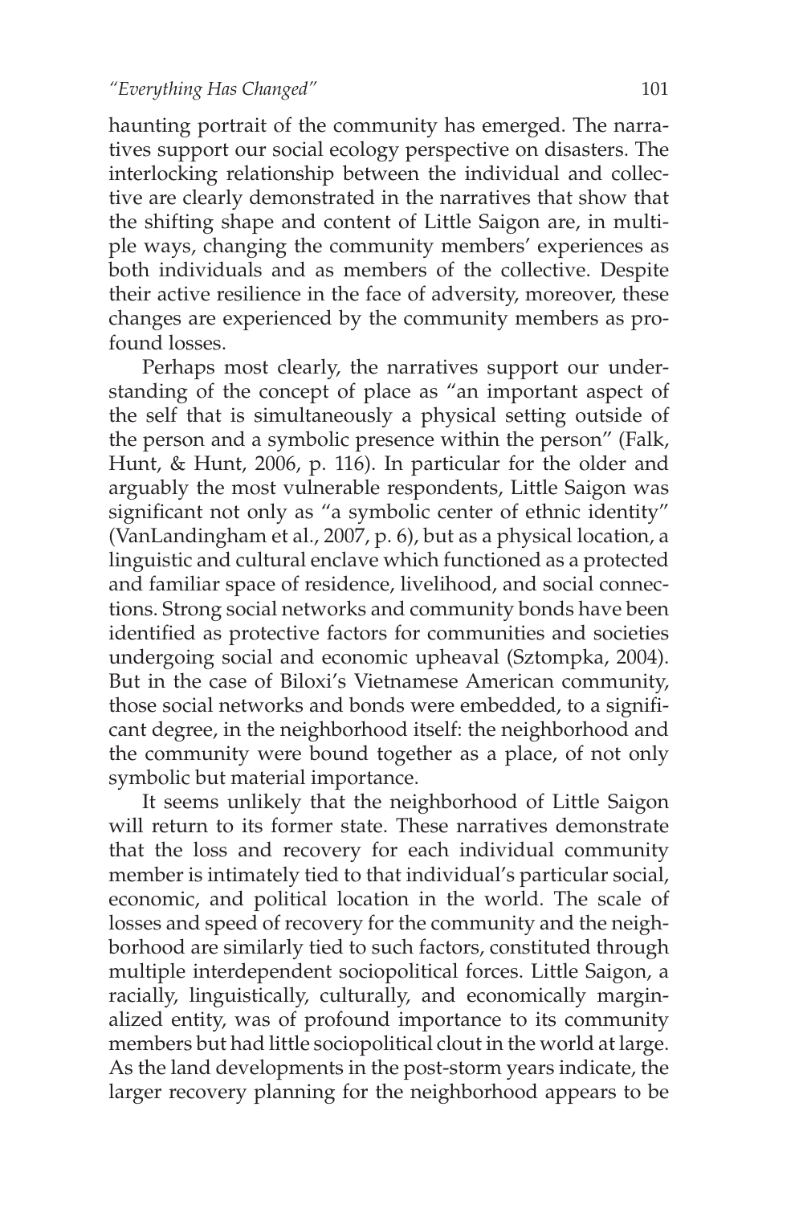haunting portrait of the community has emerged. The narratives support our social ecology perspective on disasters. The interlocking relationship between the individual and collective are clearly demonstrated in the narratives that show that the shifting shape and content of Little Saigon are, in multiple ways, changing the community members' experiences as both individuals and as members of the collective. Despite their active resilience in the face of adversity, moreover, these changes are experienced by the community members as profound losses.

Perhaps most clearly, the narratives support our understanding of the concept of place as "an important aspect of the self that is simultaneously a physical setting outside of the person and a symbolic presence within the person" (Falk, Hunt, & Hunt, 2006, p. 116). In particular for the older and arguably the most vulnerable respondents, Little Saigon was significant not only as "a symbolic center of ethnic identity" (VanLandingham et al., 2007, p. 6), but as a physical location, a linguistic and cultural enclave which functioned as a protected and familiar space of residence, livelihood, and social connections. Strong social networks and community bonds have been identified as protective factors for communities and societies undergoing social and economic upheaval (Sztompka, 2004). But in the case of Biloxi's Vietnamese American community, those social networks and bonds were embedded, to a significant degree, in the neighborhood itself: the neighborhood and the community were bound together as a place, of not only symbolic but material importance.

It seems unlikely that the neighborhood of Little Saigon will return to its former state. These narratives demonstrate that the loss and recovery for each individual community member is intimately tied to that individual's particular social, economic, and political location in the world. The scale of losses and speed of recovery for the community and the neighborhood are similarly tied to such factors, constituted through multiple interdependent sociopolitical forces. Little Saigon, a racially, linguistically, culturally, and economically marginalized entity, was of profound importance to its community members but had little sociopolitical clout in the world at large. As the land developments in the post-storm years indicate, the larger recovery planning for the neighborhood appears to be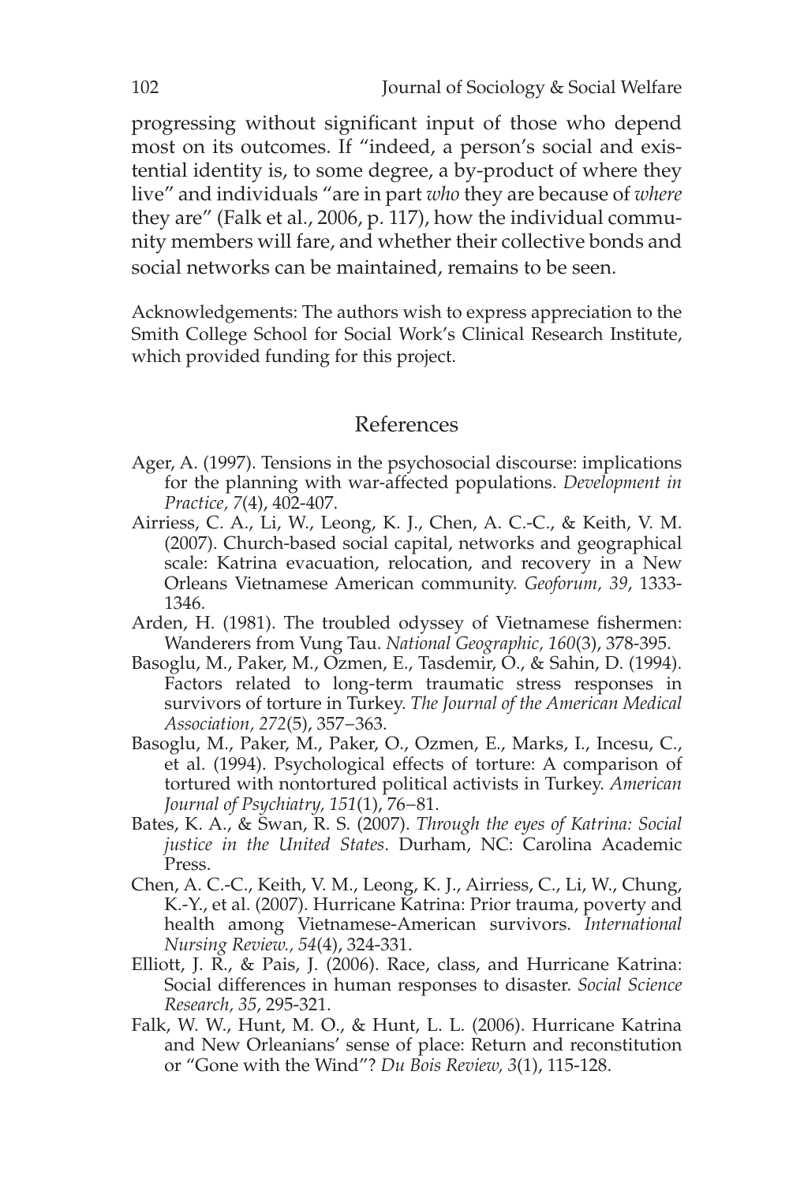progressing without significant input of those who depend most on its outcomes. If "indeed, a person's social and existential identity is, to some degree, a by-product of where they live" and individuals "are in part *who* they are because of *where* they are" (Falk et al., 2006, p. 117), how the individual community members will fare, and whether their collective bonds and social networks can be maintained, remains to be seen.

Acknowledgements: The authors wish to express appreciation to the Smith College School for Social Work's Clinical Research Institute, which provided funding for this project.

## References

Ager, A. (1997). Tensions in the psychosocial discourse: implications for the planning with war-affected populations. *Development in Practice, 7*(4), 402-407.

Airriess, C. A., Li, W., Leong, K. J., Chen, A. C.-C., & Keith, V. M. (2007). Church-based social capital, networks and geographical scale: Katrina evacuation, relocation, and recovery in a New Orleans Vietnamese American community. *Geoforum, 39*, 1333-1346.

Arden, H. (1981). The troubled odyssey of Vietnamese fishermen: Wanderers from Vung Tau. *National Geographic, 160*(3), 378-395.

Basoglu, M., Paker, M., Ozmen, E., Tasdemir, O., & Sahin, D. (1994). Factors related to long-term traumatic stress responses in survivors of torture in Turkey. *The Journal of the American Medical Association, 272*(5), 357–363.

Basoglu, M., Paker, M., Paker, O., Ozmen, E., Marks, I., Incesu, C., et al. (1994). Psychological effects of torture: A comparison of tortured with nontortured political activists in Turkey. *American Journal of Psychiatry, 151*(1), 76–81.

Bates, K. A., & Swan, R. S. (2007). *Through the eyes of Katrina: Social justice in the United States*. Durham, NC: Carolina Academic Press.

Chen, A. C.-C., Keith, V. M., Leong, K. J., Airriess, C., Li, W., Chung, K.-Y., et al. (2007). Hurricane Katrina: Prior trauma, poverty and health among Vietnamese-American survivors. *International Nursing Review., 54*(4), 324-331.

Elliott, J. R., & Pais, J. (2006). Race, class, and Hurricane Katrina: Social differences in human responses to disaster. *Social Science Research, 35*, 295-321.

Falk, W. W., Hunt, M. O., & Hunt, L. L. (2006). Hurricane Katrina and New Orleanians' sense of place: Return and reconstitution or "Gone with the Wind"? *Du Bois Review, 3*(1), 115-128.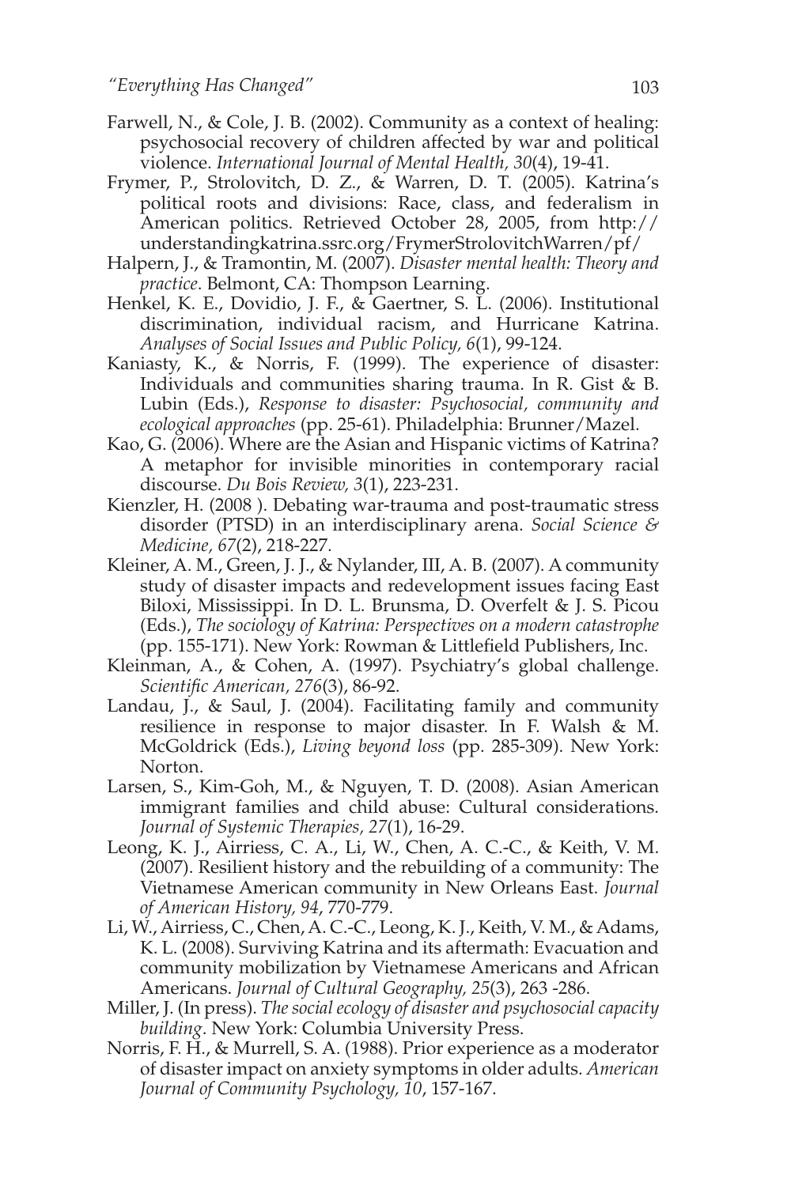Farwell, N., & Cole, J. B. (2002). Community as a context of healing: psychosocial recovery of children affected by war and political violence. *International Journal of Mental Health, 30*(4), 19-41.

Frymer, P., Strolovitch, D. Z., & Warren, D. T. (2005). Katrina's political roots and divisions: Race, class, and federalism in American politics. Retrieved October 28, 2005, from http://understandingkatrina.ssrc.org/FrymerStrolovitchWarren/pf/

Halpern, J., & Tramontin, M. (2007). *Disaster mental health: Theory and practice*. Belmont, CA: Thompson Learning.

Henkel, K. E., Dovidio, J. F., & Gaertner, S. L. (2006). Institutional discrimination, individual racism, and Hurricane Katrina. *Analyses of Social Issues and Public Policy, 6*(1), 99-124.

Kaniasty, K., & Norris, F. (1999). The experience of disaster: Individuals and communities sharing trauma. In R. Gist & B. Lubin (Eds.), *Response to disaster: Psychosocial, community and ecological approaches* (pp. 25-61). Philadelphia: Brunner/Mazel.

Kao, G. (2006). Where are the Asian and Hispanic victims of Katrina? A metaphor for invisible minorities in contemporary racial discourse. *Du Bois Review, 3*(1), 223-231.

Kienzler, H. (2008 ). Debating war-trauma and post-traumatic stress disorder (PTSD) in an interdisciplinary arena. *Social Science & Medicine, 67*(2), 218-227.

Kleiner, A. M., Green, J. J., & Nylander, III, A. B. (2007). A community study of disaster impacts and redevelopment issues facing East Biloxi, Mississippi. In D. L. Brunsma, D. Overfelt & J. S. Picou (Eds.), *The sociology of Katrina: Perspectives on a modern catastrophe* (pp. 155-171). New York: Rowman & Littlefield Publishers, Inc.

Kleinman, A., & Cohen, A. (1997). Psychiatry's global challenge. *Scientific American, 276*(3), 86-92.

Landau, J., & Saul, J. (2004). Facilitating family and community resilience in response to major disaster. In F. Walsh & M. McGoldrick (Eds.), *Living beyond loss* (pp. 285-309). New York: Norton.

Larsen, S., Kim-Goh, M., & Nguyen, T. D. (2008). Asian American immigrant families and child abuse: Cultural considerations. *Journal of Systemic Therapies, 27*(1), 16-29.

Leong, K. J., Airriess, C. A., Li, W., Chen, A. C.-C., & Keith, V. M. (2007). Resilient history and the rebuilding of a community: The Vietnamese American community in New Orleans East. *Journal of American History, 94*, 770-779.

Li, W., Airriess, C., Chen, A. C.-C., Leong, K. J., Keith, V. M., & Adams, K. L. (2008). Surviving Katrina and its aftermath: Evacuation and community mobilization by Vietnamese Americans and African Americans. *Journal of Cultural Geography, 25*(3), 263 -286.

Miller, J. (In press). *The social ecology of disaster and psychosocial capacity building*. New York: Columbia University Press.

Norris, F. H., & Murrell, S. A. (1988). Prior experience as a moderator of disaster impact on anxiety symptoms in older adults. *American Journal of Community Psychology, 10*, 157-167.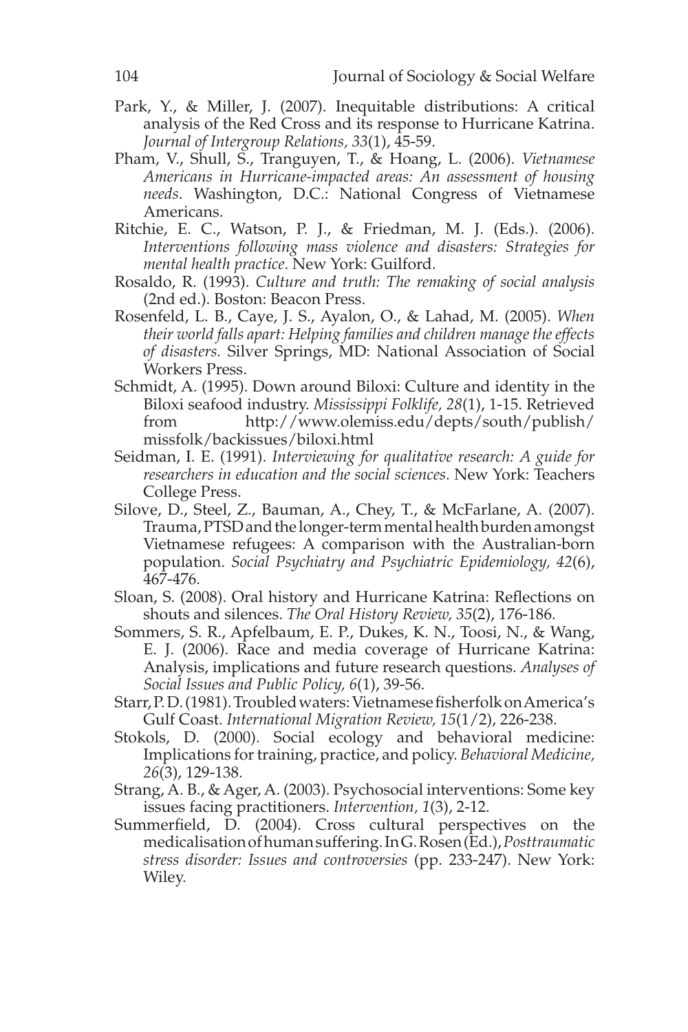Park, Y., & Miller, J. (2007). Inequitable distributions: A critical analysis of the Red Cross and its response to Hurricane Katrina. *Journal of Intergroup Relations, 33*(1), 45-59.

Pham, V., Shull, S., Tranguyen, T., & Hoang, L. (2006). *Vietnamese Americans in Hurricane-impacted areas: An assessment of housing needs*. Washington, D.C.: National Congress of Vietnamese Americans.

Ritchie, E. C., Watson, P. J., & Friedman, M. J. (Eds.). (2006). *Interventions following mass violence and disasters: Strategies for mental health practice*. New York: Guilford.

Rosaldo, R. (1993). *Culture and truth: The remaking of social analysis* (2nd ed.). Boston: Beacon Press.

Rosenfeld, L. B., Caye, J. S., Ayalon, O., & Lahad, M. (2005). *When their world falls apart: Helping families and children manage the effects of disasters*. Silver Springs, MD: National Association of Social Workers Press.

Schmidt, A. (1995). Down around Biloxi: Culture and identity in the Biloxi seafood industry. *Mississippi Folklife, 28*(1), 1-15. Retrieved from http://www.olemiss.edu/depts/south/publish/missfolk/backissues/biloxi.html

Seidman, I. E. (1991). *Interviewing for qualitative research: A guide for researchers in education and the social sciences*. New York: Teachers College Press.

Silove, D., Steel, Z., Bauman, A., Chey, T., & McFarlane, A. (2007). Trauma, PTSD and the longer-term mental health burden amongst Vietnamese refugees: A comparison with the Australian-born population. *Social Psychiatry and Psychiatric Epidemiology, 42*(6), 467-476.

Sloan, S. (2008). Oral history and Hurricane Katrina: Reflections on shouts and silences. *The Oral History Review, 35*(2), 176-186.

Sommers, S. R., Apfelbaum, E. P., Dukes, K. N., Toosi, N., & Wang, E. J. (2006). Race and media coverage of Hurricane Katrina: Analysis, implications and future research questions. *Analyses of Social Issues and Public Policy, 6*(1), 39-56.

Starr, P. D. (1981). Troubled waters: Vietnamese fisherfolk on America's Gulf Coast. *International Migration Review, 15*(1/2), 226-238.

Stokols, D. (2000). Social ecology and behavioral medicine: Implications for training, practice, and policy. *Behavioral Medicine, 26*(3), 129-138.

Strang, A. B., & Ager, A. (2003). Psychosocial interventions: Some key issues facing practitioners. *Intervention, 1*(3), 2-12.

Summerfield, D. (2004). Cross cultural perspectives on the medicalisation of human suffering. In G. Rosen (Ed.), *Posttraumatic stress disorder: Issues and controversies* (pp. 233-247). New York: Wiley.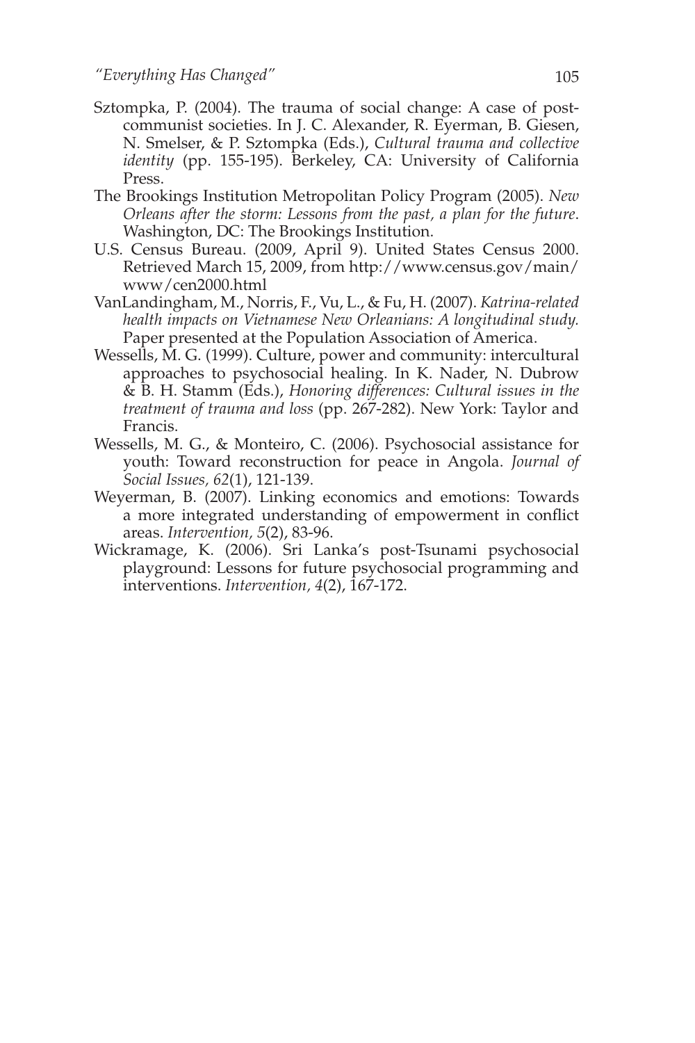Sztompka, P. (2004). The trauma of social change: A case of post-communist societies. In J. C. Alexander, R. Eyerman, B. Giesen, N. Smelser, & P. Sztompka (Eds.), *Cultural trauma and collective identity* (pp. 155-195). Berkeley, CA: University of California Press.

The Brookings Institution Metropolitan Policy Program (2005). *New Orleans after the storm: Lessons from the past, a plan for the future*. Washington, DC: The Brookings Institution.

U.S. Census Bureau. (2009, April 9). United States Census 2000. Retrieved March 15, 2009, from http://www.census.gov/main/www/cen2000.html

VanLandingham, M., Norris, F., Vu, L., & Fu, H. (2007). *Katrina-related health impacts on Vietnamese New Orleanians: A longitudinal study.* Paper presented at the Population Association of America.

Wessells, M. G. (1999). Culture, power and community: intercultural approaches to psychosocial healing. In K. Nader, N. Dubrow & B. H. Stamm (Eds.), *Honoring differences: Cultural issues in the treatment of trauma and loss* (pp. 267-282). New York: Taylor and Francis.

Wessells, M. G., & Monteiro, C. (2006). Psychosocial assistance for youth: Toward reconstruction for peace in Angola. *Journal of Social Issues, 62*(1), 121-139.

Weyerman, B. (2007). Linking economics and emotions: Towards a more integrated understanding of empowerment in conflict areas. *Intervention, 5*(2), 83-96.

Wickramage, K. (2006). Sri Lanka's post-Tsunami psychosocial playground: Lessons for future psychosocial programming and interventions. *Intervention, 4*(2), 167-172.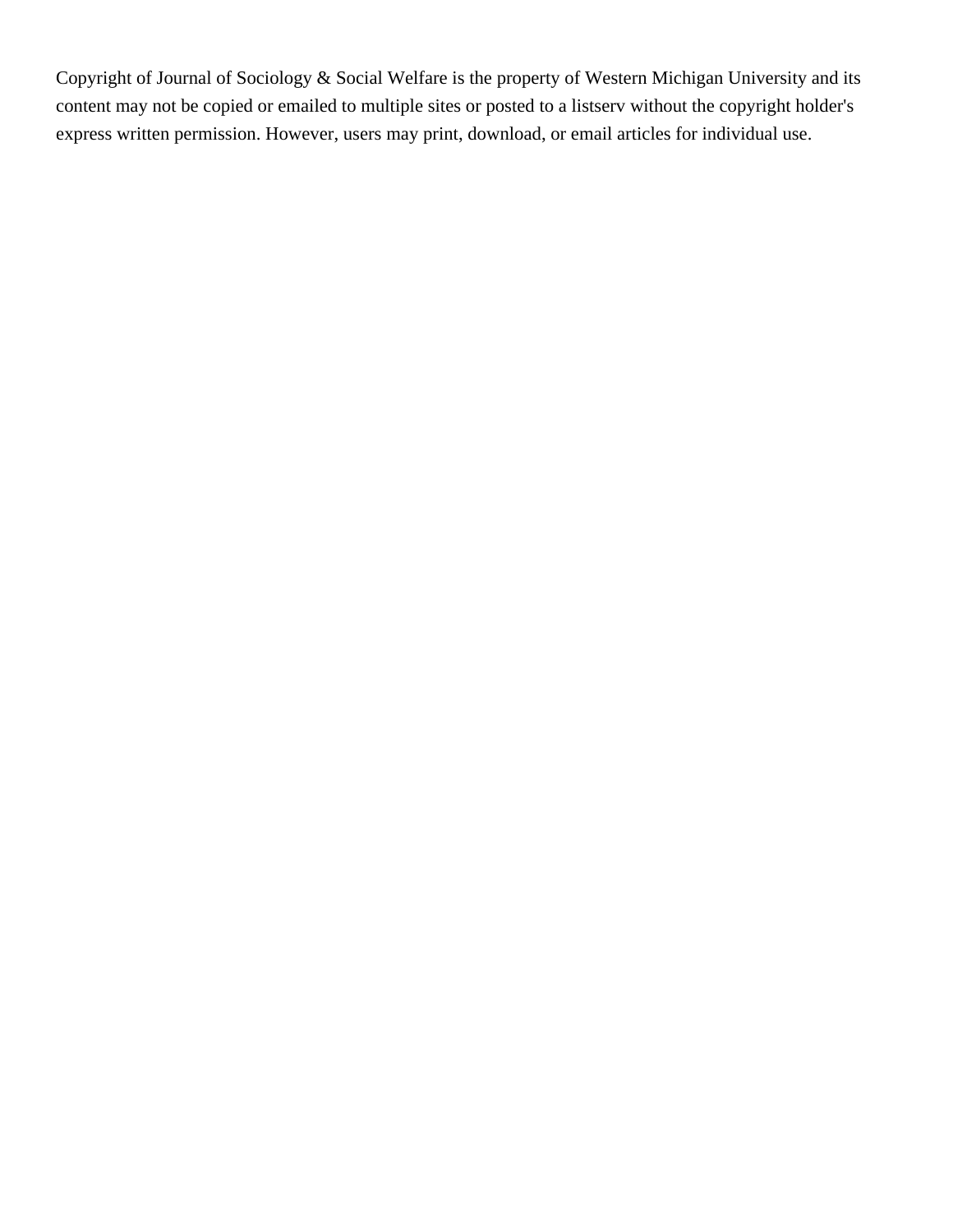Copyright of Journal of Sociology & Social Welfare is the property of Western Michigan University and its content may not be copied or emailed to multiple sites or posted to a listserv without the copyright holder's express written permission. However, users may print, download, or email articles for individual use.